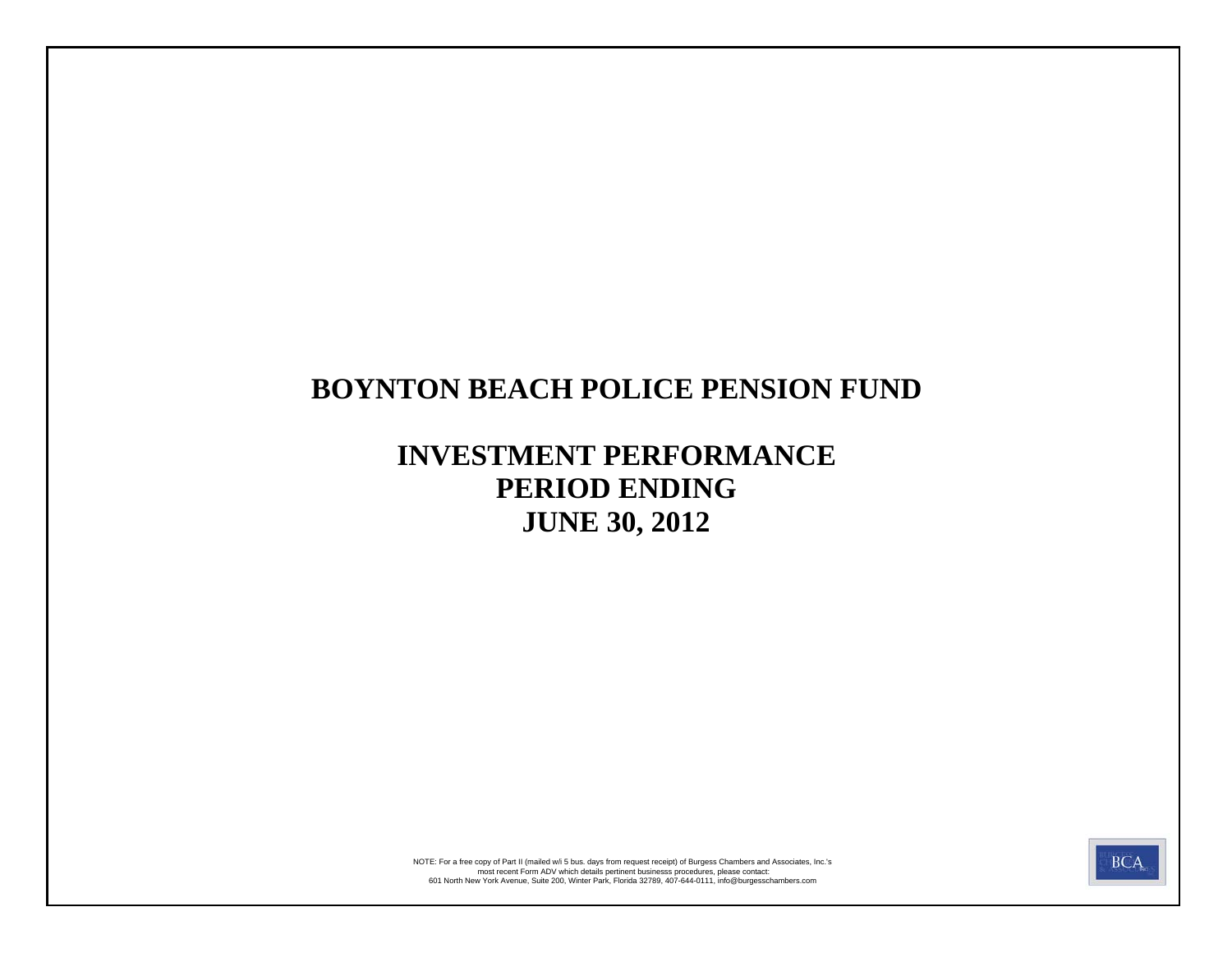# BOYNTON BEACH POLICE PENSION FUND

## INVESTMENT PERFORMANCE
## PERIOD ENDING
## JUNE 30, 2012

NOTE: For a free copy of Part II (mailed w/i 5 bus. days from request receipt) of Burgess Chambers and Associates, Inc.'s most recent Form ADV which details pertinent businesss procedures, please contact:
601 North New York Avenue, Suite 200, Winter Park, Florida 32789, 407-644-0111, info@burgesschambers.com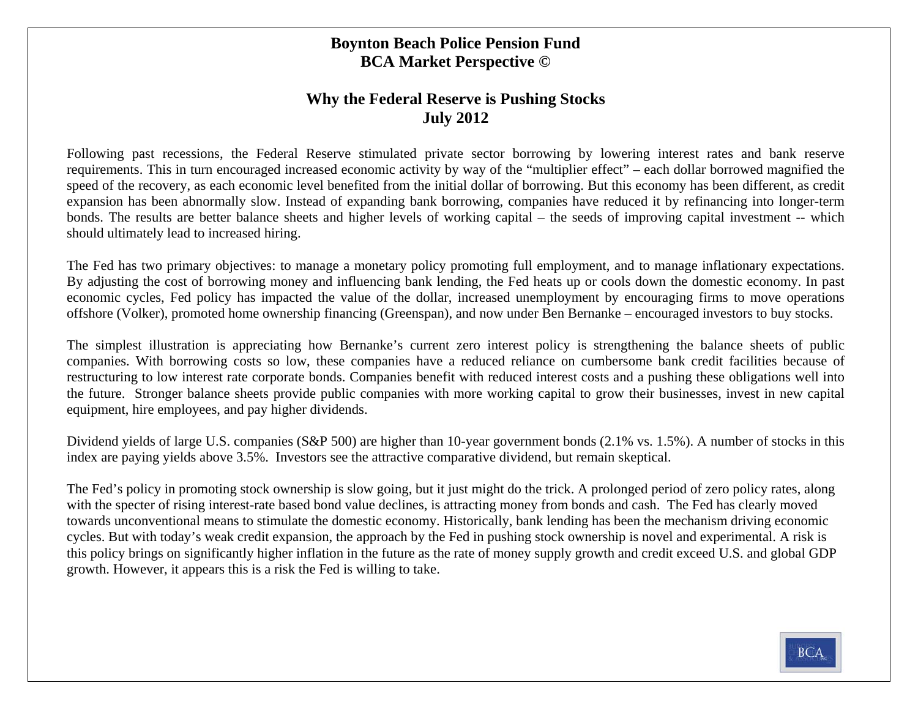# Boynton Beach Police Pension Fund
# BCA Market Perspective ©

## Why the Federal Reserve is Pushing Stocks
## July 2012

Following past recessions, the Federal Reserve stimulated private sector borrowing by lowering interest rates and bank reserve requirements. This in turn encouraged increased economic activity by way of the "multiplier effect" – each dollar borrowed magnified the speed of the recovery, as each economic level benefited from the initial dollar of borrowing. But this economy has been different, as credit expansion has been abnormally slow. Instead of expanding bank borrowing, companies have reduced it by refinancing into longer-term bonds. The results are better balance sheets and higher levels of working capital – the seeds of improving capital investment -- which should ultimately lead to increased hiring.

The Fed has two primary objectives: to manage a monetary policy promoting full employment, and to manage inflationary expectations. By adjusting the cost of borrowing money and influencing bank lending, the Fed heats up or cools down the domestic economy. In past economic cycles, Fed policy has impacted the value of the dollar, increased unemployment by encouraging firms to move operations offshore (Volker), promoted home ownership financing (Greenspan), and now under Ben Bernanke – encouraged investors to buy stocks.

The simplest illustration is appreciating how Bernanke's current zero interest policy is strengthening the balance sheets of public companies. With borrowing costs so low, these companies have a reduced reliance on cumbersome bank credit facilities because of restructuring to low interest rate corporate bonds. Companies benefit with reduced interest costs and a pushing these obligations well into the future. Stronger balance sheets provide public companies with more working capital to grow their businesses, invest in new capital equipment, hire employees, and pay higher dividends.

Dividend yields of large U.S. companies (S&P 500) are higher than 10-year government bonds (2.1% vs. 1.5%). A number of stocks in this index are paying yields above 3.5%. Investors see the attractive comparative dividend, but remain skeptical.

The Fed's policy in promoting stock ownership is slow going, but it just might do the trick. A prolonged period of zero policy rates, along with the specter of rising interest-rate based bond value declines, is attracting money from bonds and cash. The Fed has clearly moved towards unconventional means to stimulate the domestic economy. Historically, bank lending has been the mechanism driving economic cycles. But with today's weak credit expansion, the approach by the Fed in pushing stock ownership is novel and experimental. A risk is this policy brings on significantly higher inflation in the future as the rate of money supply growth and credit exceed U.S. and global GDP growth. However, it appears this is a risk the Fed is willing to take.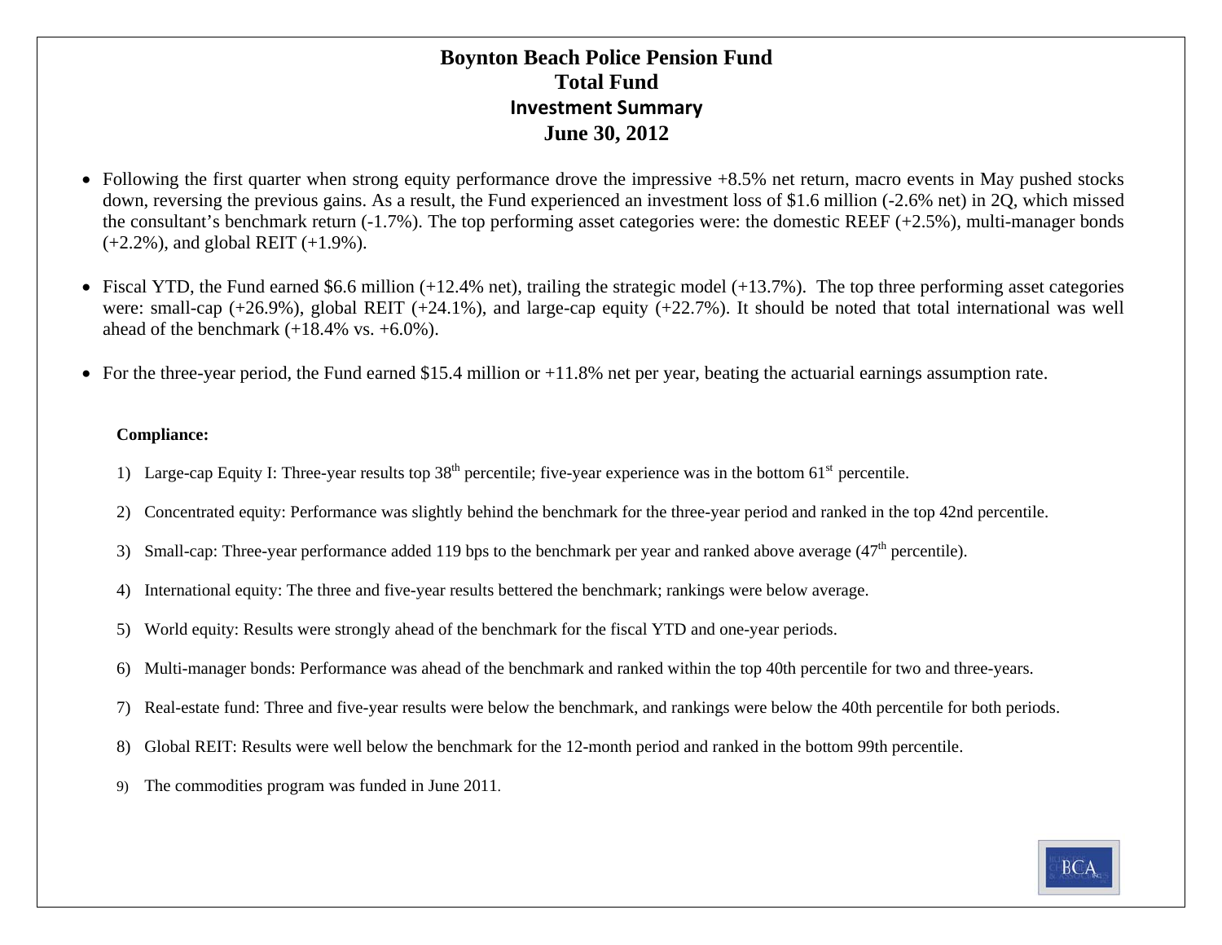# Boynton Beach Police Pension Fund
# Total Fund
## Investment Summary
## June 30, 2012

- Following the first quarter when strong equity performance drove the impressive +8.5% net return, macro events in May pushed stocks down, reversing the previous gains. As a result, the Fund experienced an investment loss of $1.6 million (-2.6% net) in 2Q, which missed the consultant's benchmark return (-1.7%). The top performing asset categories were: the domestic REEF (+2.5%), multi-manager bonds (+2.2%), and global REIT (+1.9%).

- Fiscal YTD, the Fund earned $6.6 million (+12.4% net), trailing the strategic model (+13.7%). The top three performing asset categories were: small-cap (+26.9%), global REIT (+24.1%), and large-cap equity (+22.7%). It should be noted that total international was well ahead of the benchmark (+18.4% vs. +6.0%).

- For the three-year period, the Fund earned $15.4 million or +11.8% net per year, beating the actuarial earnings assumption rate.

**Compliance:**

1) Large-cap Equity I: Three-year results top 38th percentile; five-year experience was in the bottom 61st percentile.
2) Concentrated equity: Performance was slightly behind the benchmark for the three-year period and ranked in the top 42nd percentile.
3) Small-cap: Three-year performance added 119 bps to the benchmark per year and ranked above average (47th percentile).
4) International equity: The three and five-year results bettered the benchmark; rankings were below average.
5) World equity: Results were strongly ahead of the benchmark for the fiscal YTD and one-year periods.
6) Multi-manager bonds: Performance was ahead of the benchmark and ranked within the top 40th percentile for two and three-years.
7) Real-estate fund: Three and five-year results were below the benchmark, and rankings were below the 40th percentile for both periods.
8) Global REIT: Results were well below the benchmark for the 12-month period and ranked in the bottom 99th percentile.
9) The commodities program was funded in June 2011.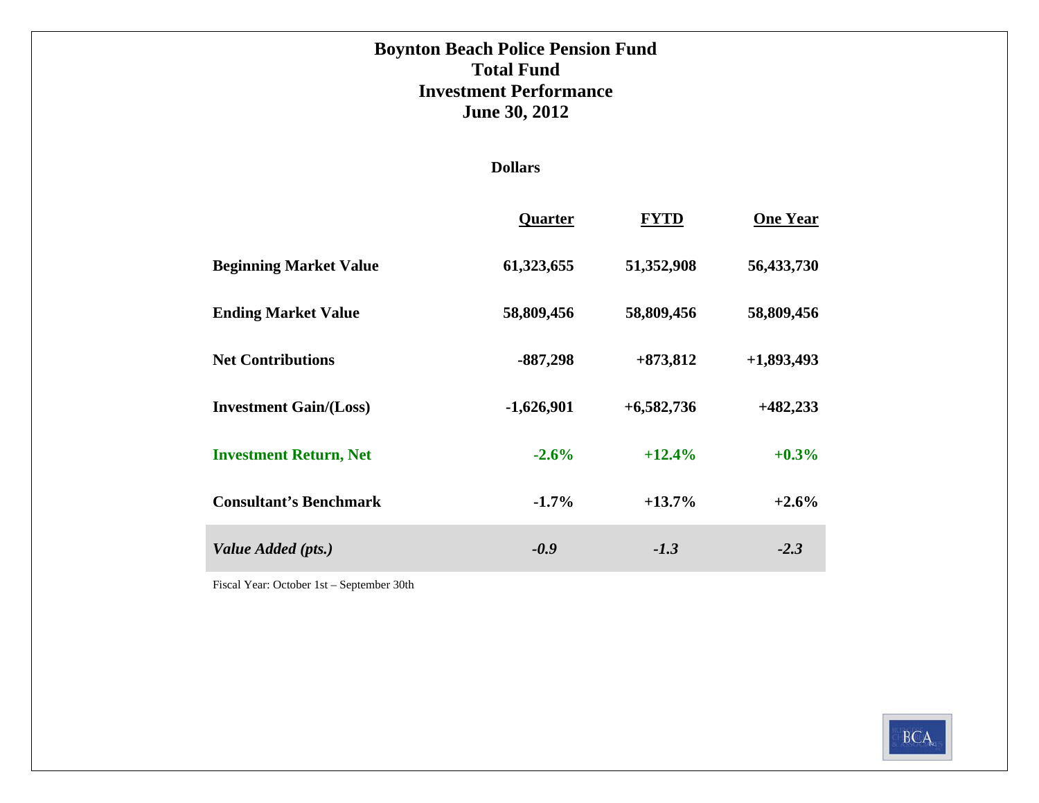# Boynton Beach Police Pension Fund
## Total Fund
## Investment Performance
## June 30, 2012

**Dollars**

| | Quarter | FYTD | One Year |
|---|---|---|---|
| **Beginning Market Value** | 61,323,655 | 51,352,908 | 56,433,730 |
| **Ending Market Value** | 58,809,456 | 58,809,456 | 58,809,456 |
| **Net Contributions** | -887,298 | +873,812 | +1,893,493 |
| **Investment Gain/(Loss)** | -1,626,901 | +6,582,736 | +482,233 |
| **Investment Return, Net** | -2.6% | +12.4% | +0.3% |
| **Consultant's Benchmark** | -1.7% | +13.7% | +2.6% |
| ***Value Added (pts.)*** | *-0.9* | *-1.3* | *-2.3* |

Fiscal Year: October 1st – September 30th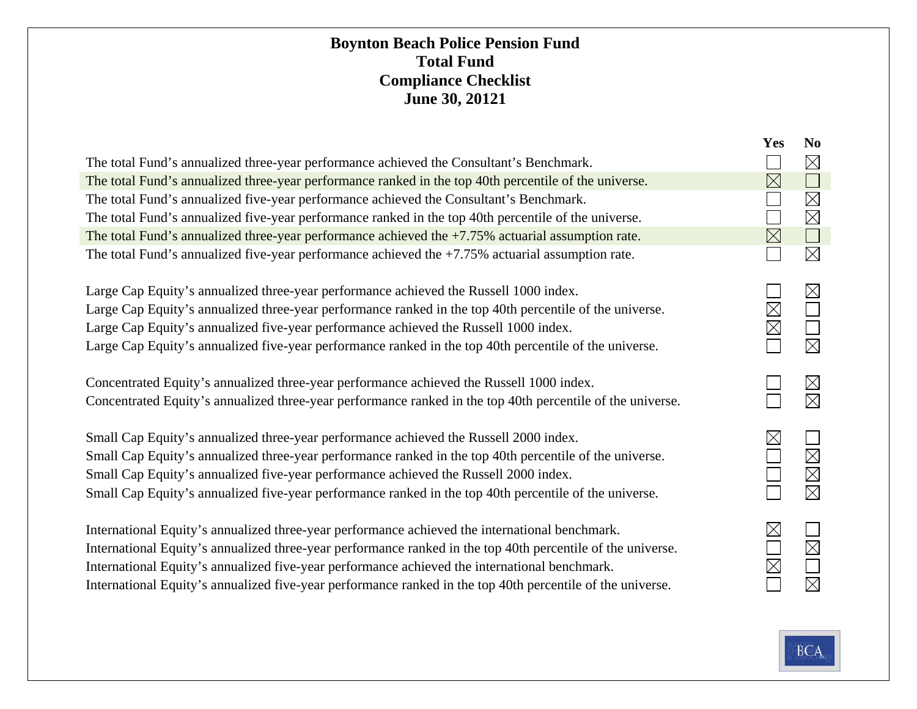# Boynton Beach Police Pension Fund
## Total Fund
## Compliance Checklist
## June 30, 20121

| | Yes | No |
|---|---|---|
| The total Fund's annualized three-year performance achieved the Consultant's Benchmark. | ☐ | ☒ |
| The total Fund's annualized three-year performance ranked in the top 40th percentile of the universe. | ☒ | ☐ |
| The total Fund's annualized five-year performance achieved the Consultant's Benchmark. | ☐ | ☒ |
| The total Fund's annualized five-year performance ranked in the top 40th percentile of the universe. | ☐ | ☒ |
| The total Fund's annualized three-year performance achieved the +7.75% actuarial assumption rate. | ☒ | ☐ |
| The total Fund's annualized five-year performance achieved the +7.75% actuarial assumption rate. | ☐ | ☒ |
| | | |
| Large Cap Equity's annualized three-year performance achieved the Russell 1000 index. | ☐ | ☒ |
| Large Cap Equity's annualized three-year performance ranked in the top 40th percentile of the universe. | ☒ | ☐ |
| Large Cap Equity's annualized five-year performance achieved the Russell 1000 index. | ☒ | ☐ |
| Large Cap Equity's annualized five-year performance ranked in the top 40th percentile of the universe. | ☐ | ☒ |
| | | |
| Concentrated Equity's annualized three-year performance achieved the Russell 1000 index. | ☐ | ☒ |
| Concentrated Equity's annualized three-year performance ranked in the top 40th percentile of the universe. | ☐ | ☒ |
| | | |
| Small Cap Equity's annualized three-year performance achieved the Russell 2000 index. | ☒ | ☐ |
| Small Cap Equity's annualized three-year performance ranked in the top 40th percentile of the universe. | ☐ | ☒ |
| Small Cap Equity's annualized five-year performance achieved the Russell 2000 index. | ☐ | ☒ |
| Small Cap Equity's annualized five-year performance ranked in the top 40th percentile of the universe. | ☐ | ☒ |
| | | |
| International Equity's annualized three-year performance achieved the international benchmark. | ☒ | ☐ |
| International Equity's annualized three-year performance ranked in the top 40th percentile of the universe. | ☐ | ☒ |
| International Equity's annualized five-year performance achieved the international benchmark. | ☒ | ☐ |
| International Equity's annualized five-year performance ranked in the top 40th percentile of the universe. | ☐ | ☒ |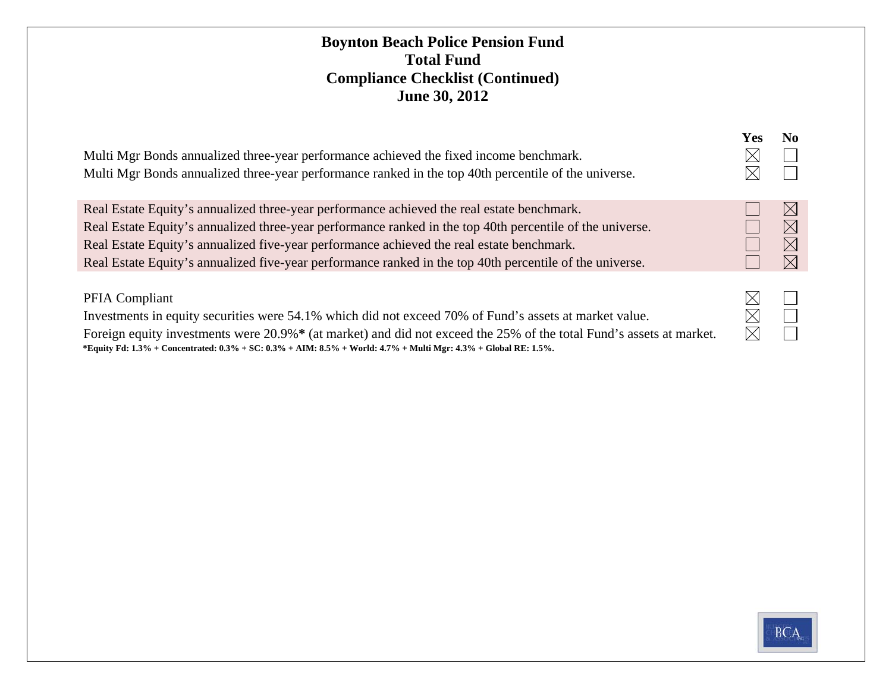# Boynton Beach Police Pension Fund
## Total Fund
## Compliance Checklist (Continued)
## June 30, 2012

| | Yes | No |
|---|---|---|
| Multi Mgr Bonds annualized three-year performance achieved the fixed income benchmark. | ☒ | ☐ |
| Multi Mgr Bonds annualized three-year performance ranked in the top 40th percentile of the universe. | ☒ | ☐ |
| | | |
| Real Estate Equity's annualized three-year performance achieved the real estate benchmark. | ☐ | ☒ |
| Real Estate Equity's annualized three-year performance ranked in the top 40th percentile of the universe. | ☐ | ☒ |
| Real Estate Equity's annualized five-year performance achieved the real estate benchmark. | ☐ | ☒ |
| Real Estate Equity's annualized five-year performance ranked in the top 40th percentile of the universe. | ☐ | ☒ |
| | | |
| PFIA Compliant | ☒ | ☐ |
| Investments in equity securities were 54.1% which did not exceed 70% of Fund's assets at market value. | ☒ | ☐ |
| Foreign equity investments were 20.9%**\*** (at market) and did not exceed the 25% of the total Fund's assets at market. | ☒ | ☐ |

**\*Equity Fd: 1.3% + Concentrated: 0.3% + SC: 0.3% + AIM: 8.5% + World: 4.7% + Multi Mgr: 4.3% + Global RE: 1.5%.**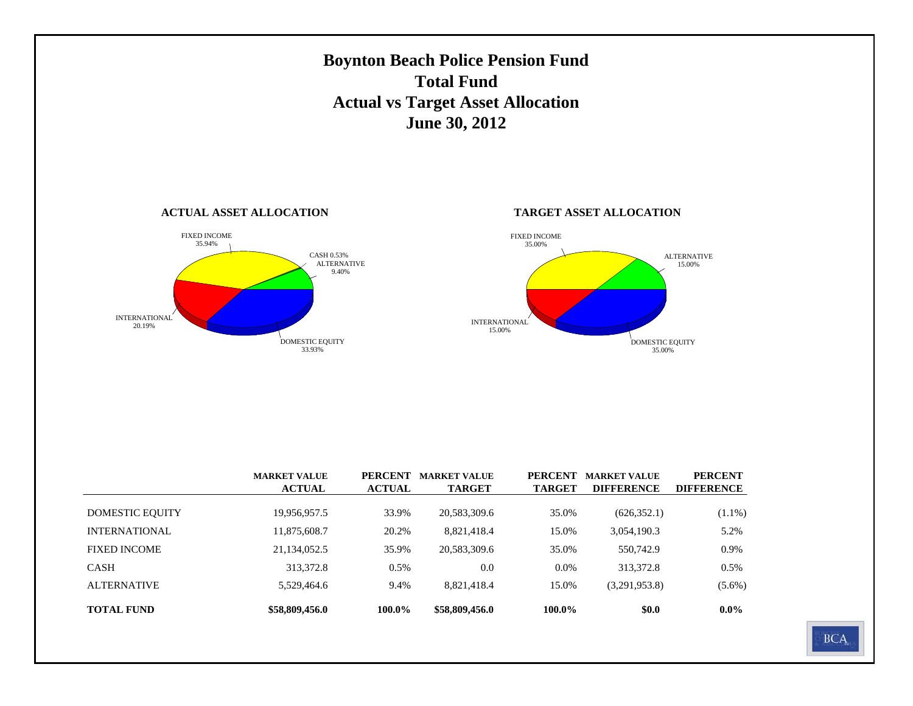# Boynton Beach Police Pension Fund
# Total Fund
# Actual vs Target Asset Allocation
# June 30, 2012

**ACTUAL ASSET ALLOCATION**

FIXED INCOME 35.94%
CASH 0.53%
ALTERNATIVE 9.40%
INTERNATIONAL 20.19%
DOMESTIC EQUITY 33.93%

**TARGET ASSET ALLOCATION**

FIXED INCOME 35.00%
ALTERNATIVE 15.00%
INTERNATIONAL 15.00%
DOMESTIC EQUITY 35.00%

| | MARKET VALUE ACTUAL | PERCENT ACTUAL | MARKET VALUE TARGET | PERCENT TARGET | MARKET VALUE DIFFERENCE | PERCENT DIFFERENCE |
|---|---|---|---|---|---|---|
| DOMESTIC EQUITY | 19,956,957.5 | 33.9% | 20,583,309.6 | 35.0% | (626,352.1) | (1.1%) |
| INTERNATIONAL | 11,875,608.7 | 20.2% | 8,821,418.4 | 15.0% | 3,054,190.3 | 5.2% |
| FIXED INCOME | 21,134,052.5 | 35.9% | 20,583,309.6 | 35.0% | 550,742.9 | 0.9% |
| CASH | 313,372.8 | 0.5% | 0.0 | 0.0% | 313,372.8 | 0.5% |
| ALTERNATIVE | 5,529,464.6 | 9.4% | 8,821,418.4 | 15.0% | (3,291,953.8) | (5.6%) |
| **TOTAL FUND** | **$58,809,456.0** | **100.0%** | **$58,809,456.0** | **100.0%** | **$0.0** | **0.0%** |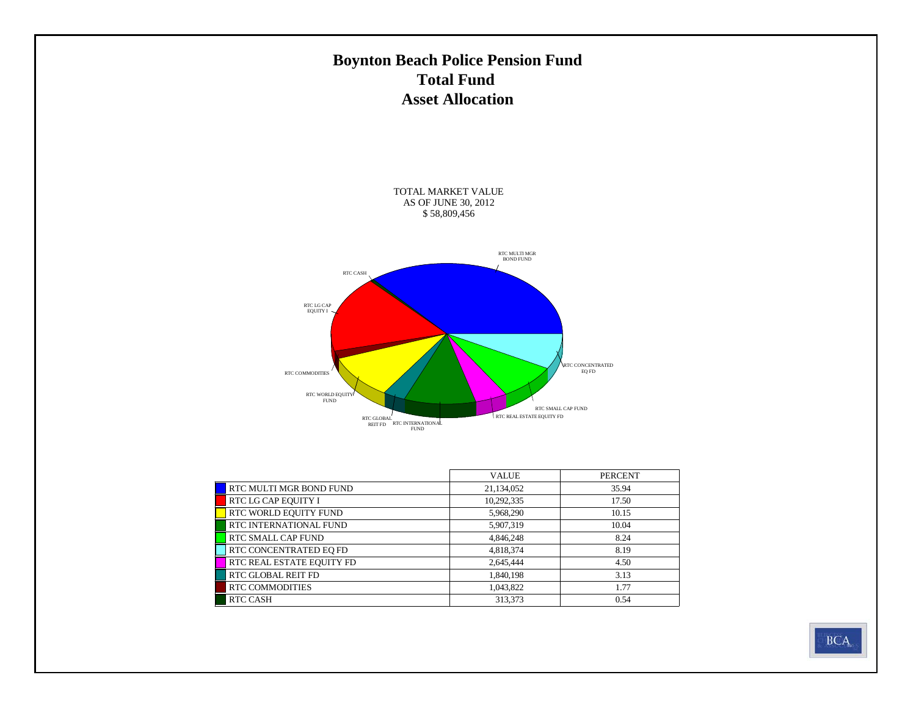# Boynton Beach Police Pension Fund
## Total Fund
## Asset Allocation

TOTAL MARKET VALUE
AS OF JUNE 30, 2012
$ 58,809,456

| | VALUE | PERCENT |
|---|---|---|
| RTC MULTI MGR BOND FUND | 21,134,052 | 35.94 |
| RTC LG CAP EQUITY I | 10,292,335 | 17.50 |
| RTC WORLD EQUITY FUND | 5,968,290 | 10.15 |
| RTC INTERNATIONAL FUND | 5,907,319 | 10.04 |
| RTC SMALL CAP FUND | 4,846,248 | 8.24 |
| RTC CONCENTRATED EQ FD | 4,818,374 | 8.19 |
| RTC REAL ESTATE EQUITY FD | 2,645,444 | 4.50 |
| RTC GLOBAL REIT FD | 1,840,198 | 3.13 |
| RTC COMMODITIES | 1,043,822 | 1.77 |
| RTC CASH | 313,373 | 0.54 |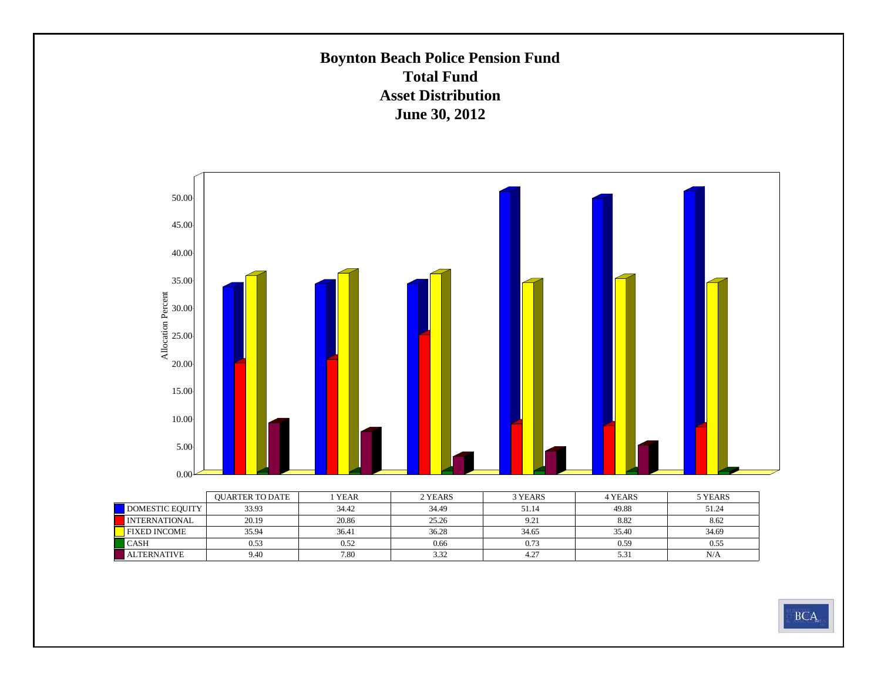# Boynton Beach Police Pension Fund
## Total Fund
## Asset Distribution
## June 30, 2012

| | QUARTER TO DATE | 1 YEAR | 2 YEARS | 3 YEARS | 4 YEARS | 5 YEARS |
|---|---|---|---|---|---|---|
| DOMESTIC EQUITY | 33.93 | 34.42 | 34.49 | 51.14 | 49.88 | 51.24 |
| INTERNATIONAL | 20.19 | 20.86 | 25.26 | 9.21 | 8.82 | 8.62 |
| FIXED INCOME | 35.94 | 36.41 | 36.28 | 34.65 | 35.40 | 34.69 |
| CASH | 0.53 | 0.52 | 0.66 | 0.73 | 0.59 | 0.55 |
| ALTERNATIVE | 9.40 | 7.80 | 3.32 | 4.27 | 5.31 | N/A |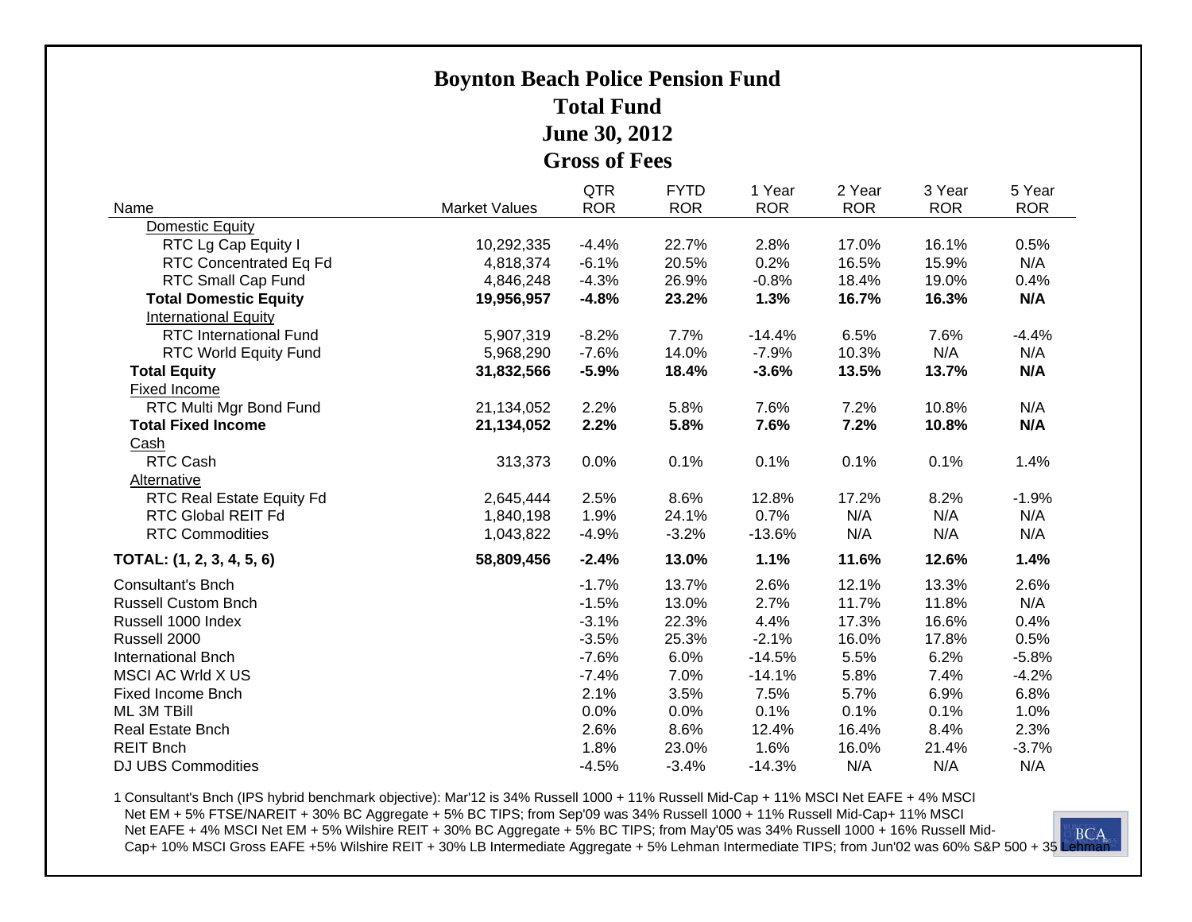# Boynton Beach Police Pension Fund
## Total Fund
## June 30, 2012
## Gross of Fees

| Name | Market Values | QTR ROR | FYTD ROR | 1 Year ROR | 2 Year ROR | 3 Year ROR | 5 Year ROR |
|---|---|---|---|---|---|---|---|
| Domestic Equity | | | | | | | |
| RTC Lg Cap Equity I | 10,292,335 | -4.4% | 22.7% | 2.8% | 17.0% | 16.1% | 0.5% |
| RTC Concentrated Eq Fd | 4,818,374 | -6.1% | 20.5% | 0.2% | 16.5% | 15.9% | N/A |
| RTC Small Cap Fund | 4,846,248 | -4.3% | 26.9% | -0.8% | 18.4% | 19.0% | 0.4% |
| **Total Domestic Equity** | **19,956,957** | **-4.8%** | **23.2%** | **1.3%** | **16.7%** | **16.3%** | **N/A** |
| International Equity | | | | | | | |
| RTC International Fund | 5,907,319 | -8.2% | 7.7% | -14.4% | 6.5% | 7.6% | -4.4% |
| RTC World Equity Fund | 5,968,290 | -7.6% | 14.0% | -7.9% | 10.3% | N/A | N/A |
| **Total Equity** | **31,832,566** | **-5.9%** | **18.4%** | **-3.6%** | **13.5%** | **13.7%** | **N/A** |
| Fixed Income | | | | | | | |
| RTC Multi Mgr Bond Fund | 21,134,052 | 2.2% | 5.8% | 7.6% | 7.2% | 10.8% | N/A |
| **Total Fixed Income** | **21,134,052** | **2.2%** | **5.8%** | **7.6%** | **7.2%** | **10.8%** | **N/A** |
| Cash | | | | | | | |
| RTC Cash | 313,373 | 0.0% | 0.1% | 0.1% | 0.1% | 0.1% | 1.4% |
| Alternative | | | | | | | |
| RTC Real Estate Equity Fd | 2,645,444 | 2.5% | 8.6% | 12.8% | 17.2% | 8.2% | -1.9% |
| RTC Global REIT Fd | 1,840,198 | 1.9% | 24.1% | 0.7% | N/A | N/A | N/A |
| RTC Commodities | 1,043,822 | -4.9% | -3.2% | -13.6% | N/A | N/A | N/A |
| **TOTAL: (1, 2, 3, 4, 5, 6)** | **58,809,456** | **-2.4%** | **13.0%** | **1.1%** | **11.6%** | **12.6%** | **1.4%** |
| Consultant's Bnch | | -1.7% | 13.7% | 2.6% | 12.1% | 13.3% | 2.6% |
| Russell Custom Bnch | | -1.5% | 13.0% | 2.7% | 11.7% | 11.8% | N/A |
| Russell 1000 Index | | -3.1% | 22.3% | 4.4% | 17.3% | 16.6% | 0.4% |
| Russell 2000 | | -3.5% | 25.3% | -2.1% | 16.0% | 17.8% | 0.5% |
| International Bnch | | -7.6% | 6.0% | -14.5% | 5.5% | 6.2% | -5.8% |
| MSCI AC Wrld X US | | -7.4% | 7.0% | -14.1% | 5.8% | 7.4% | -4.2% |
| Fixed Income Bnch | | 2.1% | 3.5% | 7.5% | 5.7% | 6.9% | 6.8% |
| ML 3M TBill | | 0.0% | 0.0% | 0.1% | 0.1% | 0.1% | 1.0% |
| Real Estate Bnch | | 2.6% | 8.6% | 12.4% | 16.4% | 8.4% | 2.3% |
| REIT Bnch | | 1.8% | 23.0% | 1.6% | 16.0% | 21.4% | -3.7% |
| DJ UBS Commodities | | -4.5% | -3.4% | -14.3% | N/A | N/A | N/A |

1 Consultant's Bnch (IPS hybrid benchmark objective): Mar'12 is 34% Russell 1000 + 11% Russell Mid-Cap + 11% MSCI Net EAFE + 4% MSCI Net EM + 5% FTSE/NAREIT + 30% BC Aggregate + 5% BC TIPS; from Sep'09 was 34% Russell 1000 + 11% Russell Mid-Cap+ 11% MSCI Net EAFE + 4% MSCI Net EM + 5% Wilshire REIT + 30% BC Aggregate + 5% BC TIPS; from May'05 was 34% Russell 1000 + 16% Russell Mid-Cap+ 10% MSCI Gross EAFE +5% Wilshire REIT + 30% LB Intermediate Aggregate + 5% Lehman Intermediate TIPS; from Jun'02 was 60% S&P 500 + 35 Lehman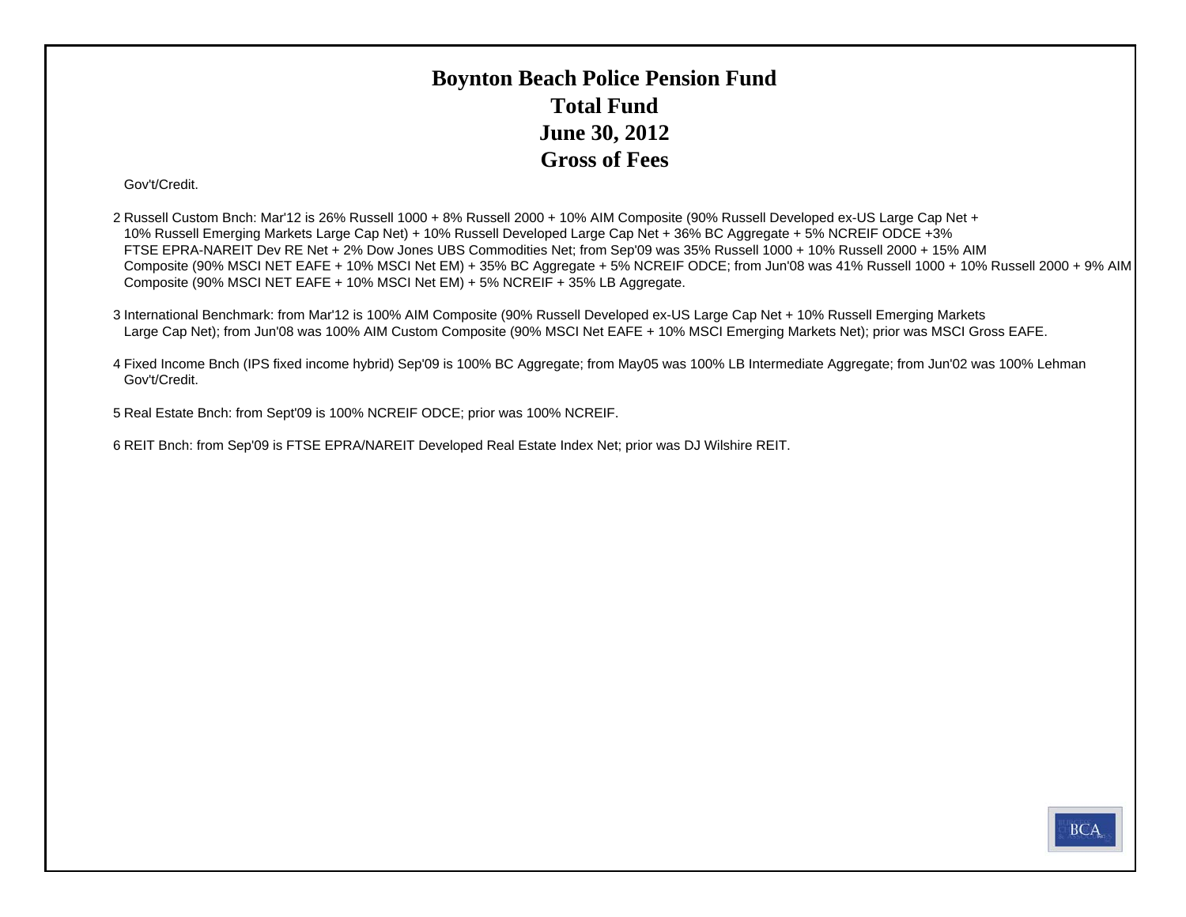# Boynton Beach Police Pension Fund
# Total Fund
# June 30, 2012
# Gross of Fees

Gov't/Credit.

2 Russell Custom Bnch: Mar'12 is 26% Russell 1000 + 8% Russell 2000 + 10% AIM Composite (90% Russell Developed ex-US Large Cap Net + 10% Russell Emerging Markets Large Cap Net) + 10% Russell Developed Large Cap Net + 36% BC Aggregate + 5% NCREIF ODCE +3% FTSE EPRA-NAREIT Dev RE Net + 2% Dow Jones UBS Commodities Net; from Sep'09 was 35% Russell 1000 + 10% Russell 2000 + 15% AIM Composite (90% MSCI NET EAFE + 10% MSCI Net EM) + 35% BC Aggregate + 5% NCREIF ODCE; from Jun'08 was 41% Russell 1000 + 10% Russell 2000 + 9% AIM Composite (90% MSCI NET EAFE + 10% MSCI Net EM) + 5% NCREIF + 35% LB Aggregate.

3 International Benchmark: from Mar'12 is 100% AIM Composite (90% Russell Developed ex-US Large Cap Net + 10% Russell Emerging Markets Large Cap Net); from Jun'08 was 100% AIM Custom Composite (90% MSCI Net EAFE + 10% MSCI Emerging Markets Net); prior was MSCI Gross EAFE.

4 Fixed Income Bnch (IPS fixed income hybrid) Sep'09 is 100% BC Aggregate; from May05 was 100% LB Intermediate Aggregate; from Jun'02 was 100% Lehman Gov't/Credit.

5 Real Estate Bnch: from Sept'09 is 100% NCREIF ODCE; prior was 100% NCREIF.

6 REIT Bnch: from Sep'09 is FTSE EPRA/NAREIT Developed Real Estate Index Net; prior was DJ Wilshire REIT.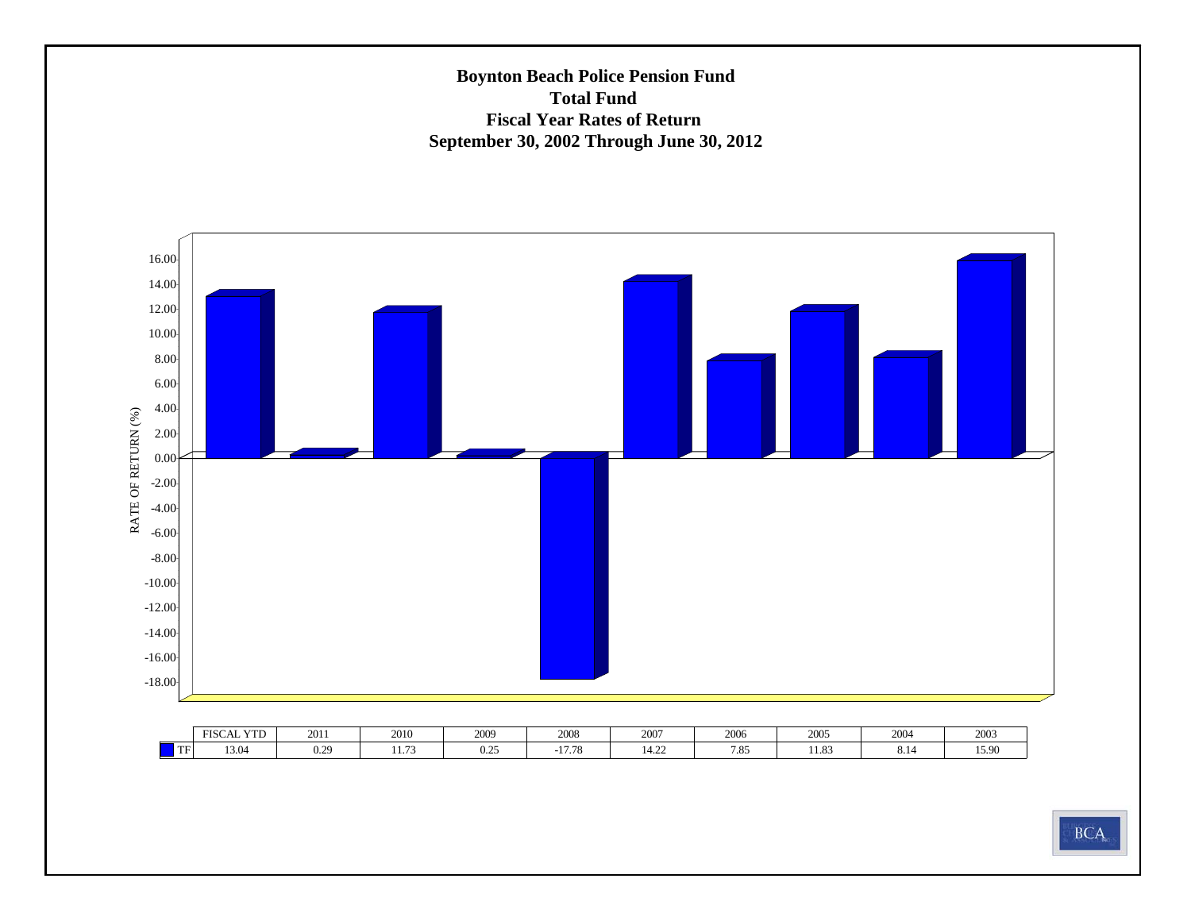**Boynton Beach Police Pension Fund**
**Total Fund**
**Fiscal Year Rates of Return**
**September 30, 2002 Through June 30, 2012**

RATE OF RETURN (%)

| | FISCAL YTD | 2011 | 2010 | 2009 | 2008 | 2007 | 2006 | 2005 | 2004 | 2003 |
|---|---|---|---|---|---|---|---|---|---|---|
| TF | 13.04 | 0.29 | 11.73 | 0.25 | -17.78 | 14.22 | 7.85 | 11.83 | 8.14 | 15.90 |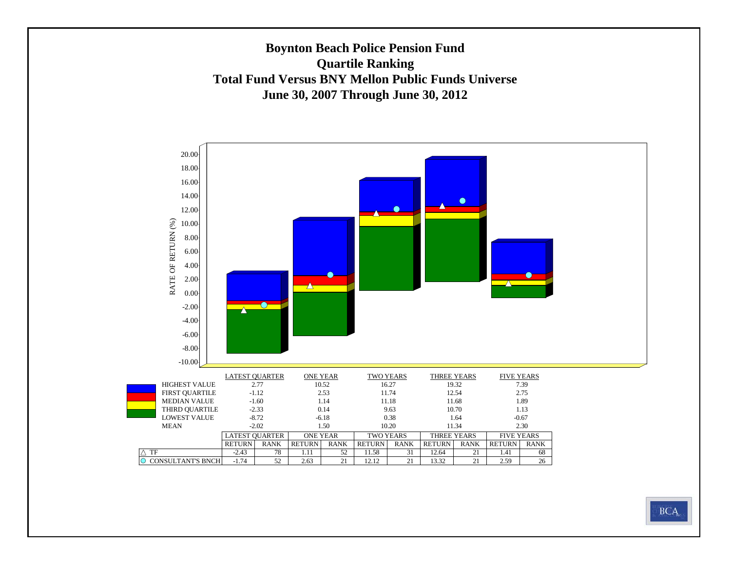# Boynton Beach Police Pension Fund
## Quartile Ranking
## Total Fund Versus BNY Mellon Public Funds Universe
## June 30, 2007 Through June 30, 2012

RATE OF RETURN (%)

| | LATEST QUARTER | ONE YEAR | TWO YEARS | THREE YEARS | FIVE YEARS |
|---|---|---|---|---|---|
| HIGHEST VALUE | 2.77 | 10.52 | 16.27 | 19.32 | 7.39 |
| FIRST QUARTILE | -1.12 | 2.53 | 11.74 | 12.54 | 2.75 |
| MEDIAN VALUE | -1.60 | 1.14 | 11.18 | 11.68 | 1.89 |
| THIRD QUARTILE | -2.33 | 0.14 | 9.63 | 10.70 | 1.13 |
| LOWEST VALUE | -8.72 | -6.18 | 0.38 | 1.64 | -0.67 |
| MEAN | -2.02 | 1.50 | 10.20 | 11.34 | 2.30 |

| | LATEST QUARTER | | ONE YEAR | | TWO YEARS | | THREE YEARS | | FIVE YEARS | |
|---|---|---|---|---|---|---|---|---|---|---|
| | RETURN | RANK | RETURN | RANK | RETURN | RANK | RETURN | RANK | RETURN | RANK |
| △ TF | -2.43 | 78 | 1.11 | 52 | 11.58 | 31 | 12.64 | 21 | 1.41 | 68 |
| ○ CONSULTANT'S BNCH | -1.74 | 52 | 2.63 | 21 | 12.12 | 21 | 13.32 | 21 | 2.59 | 26 |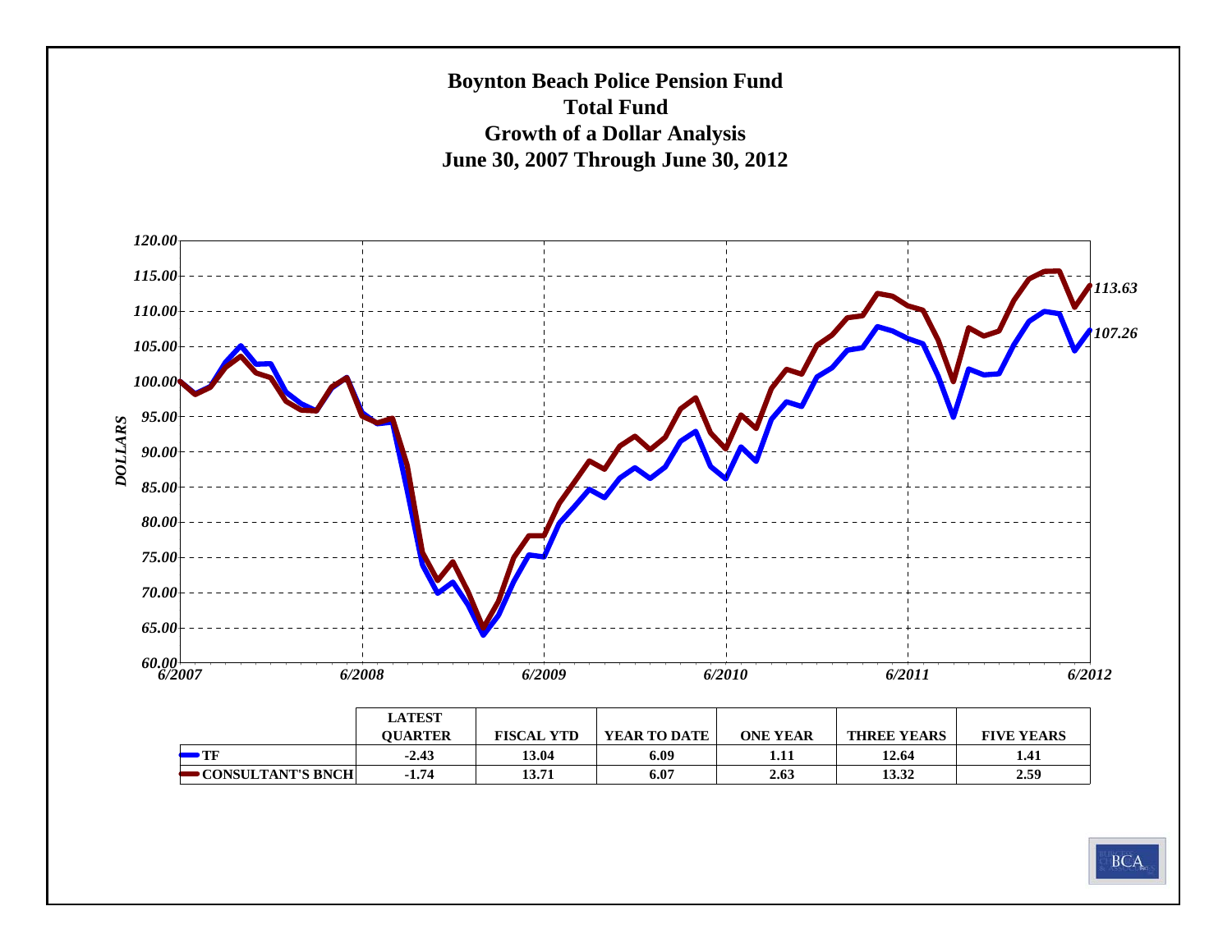# Boynton Beach Police Pension Fund
## Total Fund
## Growth of a Dollar Analysis
## June 30, 2007 Through June 30, 2012

*DOLLARS*

120.00, 115.00, 110.00, 105.00, 100.00, 95.00, 90.00, 85.00, 80.00, 75.00, 70.00, 65.00, 60.00

6/2007 6/2008 6/2009 6/2010 6/2011 6/2012

*113.63*

*107.26*

| | LATEST QUARTER | FISCAL YTD | YEAR TO DATE | ONE YEAR | THREE YEARS | FIVE YEARS |
|---|---|---|---|---|---|---|
| TF | -2.43 | 13.04 | 6.09 | 1.11 | 12.64 | 1.41 |
| CONSULTANT'S BNCH | -1.74 | 13.71 | 6.07 | 2.63 | 13.32 | 2.59 |

BCA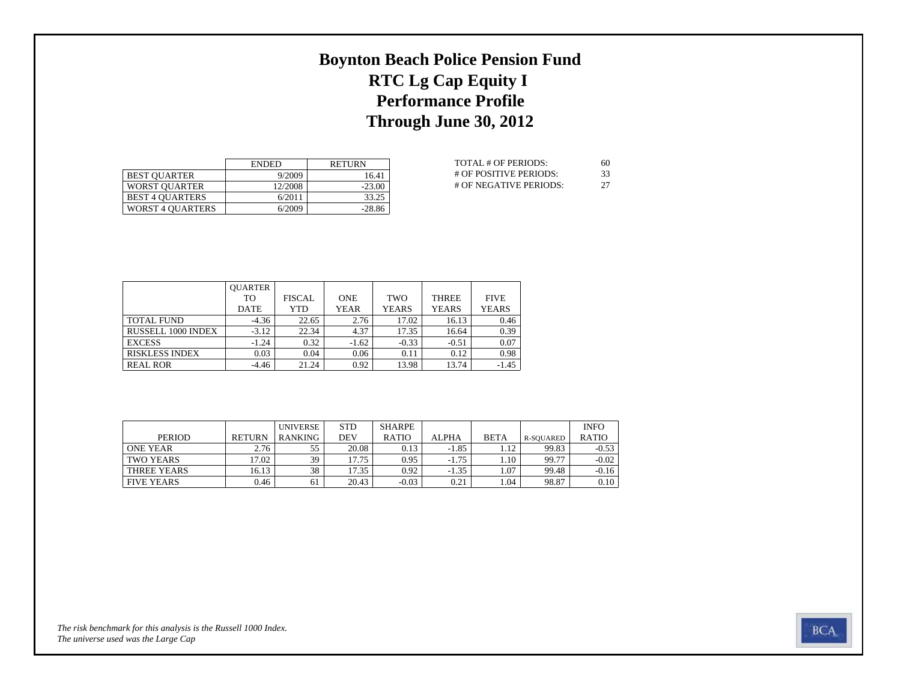# Boynton Beach Police Pension Fund
## RTC Lg Cap Equity I
## Performance Profile
## Through June 30, 2012

| | ENDED | RETURN |
|---|---|---|
| BEST QUARTER | 9/2009 | 16.41 |
| WORST QUARTER | 12/2008 | -23.00 |
| BEST 4 QUARTERS | 6/2011 | 33.25 |
| WORST 4 QUARTERS | 6/2009 | -28.86 |

| | |
|---|---|
| TOTAL # OF PERIODS: | 60 |
| # OF POSITIVE PERIODS: | 33 |
| # OF NEGATIVE PERIODS: | 27 |

| | QUARTER TO DATE | FISCAL YTD | ONE YEAR | TWO YEARS | THREE YEARS | FIVE YEARS |
|---|---|---|---|---|---|---|
| TOTAL FUND | -4.36 | 22.65 | 2.76 | 17.02 | 16.13 | 0.46 |
| RUSSELL 1000 INDEX | -3.12 | 22.34 | 4.37 | 17.35 | 16.64 | 0.39 |
| EXCESS | -1.24 | 0.32 | -1.62 | -0.33 | -0.51 | 0.07 |
| RISKLESS INDEX | 0.03 | 0.04 | 0.06 | 0.11 | 0.12 | 0.98 |
| REAL ROR | -4.46 | 21.24 | 0.92 | 13.98 | 13.74 | -1.45 |

| PERIOD | RETURN | UNIVERSE RANKING | STD DEV | SHARPE RATIO | ALPHA | BETA | R-SQUARED | INFO RATIO |
|---|---|---|---|---|---|---|---|---|
| ONE YEAR | 2.76 | 55 | 20.08 | 0.13 | -1.85 | 1.12 | 99.83 | -0.53 |
| TWO YEARS | 17.02 | 39 | 17.75 | 0.95 | -1.75 | 1.10 | 99.77 | -0.02 |
| THREE YEARS | 16.13 | 38 | 17.35 | 0.92 | -1.35 | 1.07 | 99.48 | -0.16 |
| FIVE YEARS | 0.46 | 61 | 20.43 | -0.03 | 0.21 | 1.04 | 98.87 | 0.10 |

*The risk benchmark for this analysis is the Russell 1000 Index.*
*The universe used was the Large Cap*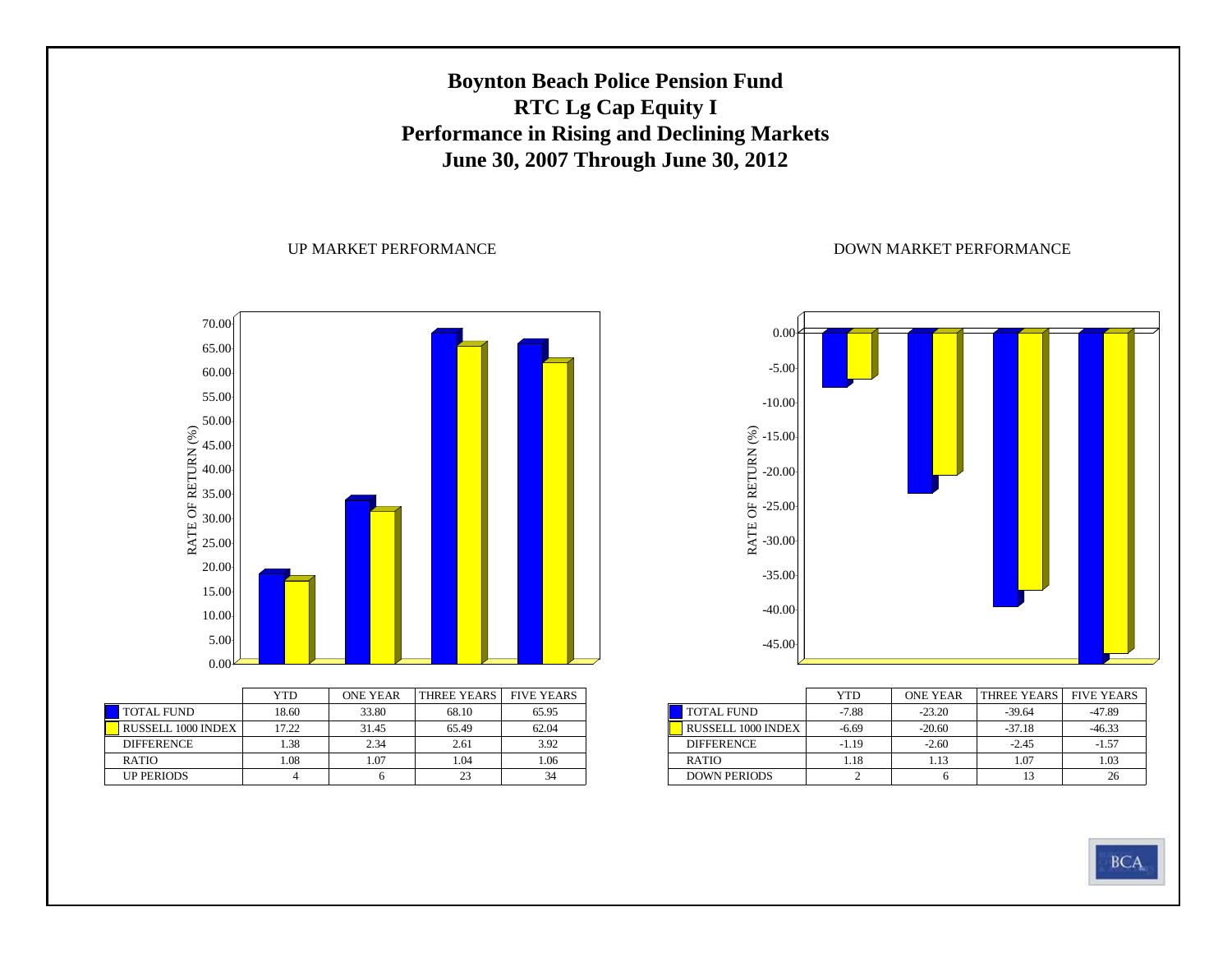# Boynton Beach Police Pension Fund
# RTC Lg Cap Equity I
# Performance in Rising and Declining Markets
# June 30, 2007 Through June 30, 2012

## UP MARKET PERFORMANCE

| | YTD | ONE YEAR | THREE YEARS | FIVE YEARS |
|---|---|---|---|---|
| TOTAL FUND | 18.60 | 33.80 | 68.10 | 65.95 |
| RUSSELL 1000 INDEX | 17.22 | 31.45 | 65.49 | 62.04 |
| DIFFERENCE | 1.38 | 2.34 | 2.61 | 3.92 |
| RATIO | 1.08 | 1.07 | 1.04 | 1.06 |
| UP PERIODS | 4 | 6 | 23 | 34 |

## DOWN MARKET PERFORMANCE

| | YTD | ONE YEAR | THREE YEARS | FIVE YEARS |
|---|---|---|---|---|
| TOTAL FUND | -7.88 | -23.20 | -39.64 | -47.89 |
| RUSSELL 1000 INDEX | -6.69 | -20.60 | -37.18 | -46.33 |
| DIFFERENCE | -1.19 | -2.60 | -2.45 | -1.57 |
| RATIO | 1.18 | 1.13 | 1.07 | 1.03 |
| DOWN PERIODS | 2 | 6 | 13 | 26 |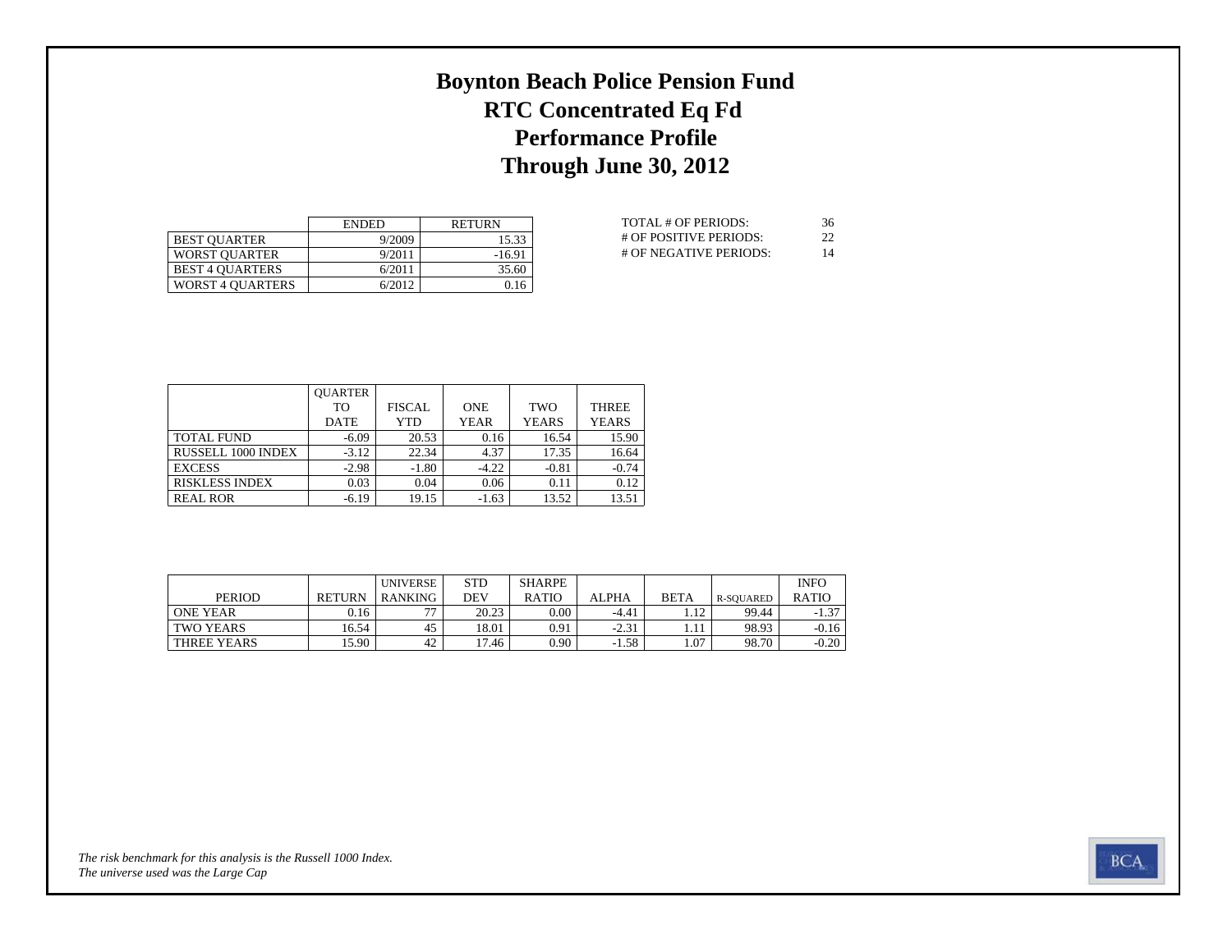# Boynton Beach Police Pension Fund
## RTC Concentrated Eq Fd
## Performance Profile
## Through June 30, 2012

| | ENDED | RETURN |
|---|---|---|
| BEST QUARTER | 9/2009 | 15.33 |
| WORST QUARTER | 9/2011 | -16.91 |
| BEST 4 QUARTERS | 6/2011 | 35.60 |
| WORST 4 QUARTERS | 6/2012 | 0.16 |

| | |
|---|---|
| TOTAL # OF PERIODS: | 36 |
| # OF POSITIVE PERIODS: | 22 |
| # OF NEGATIVE PERIODS: | 14 |

| | QUARTER TO DATE | FISCAL YTD | ONE YEAR | TWO YEARS | THREE YEARS |
|---|---|---|---|---|---|
| TOTAL FUND | -6.09 | 20.53 | 0.16 | 16.54 | 15.90 |
| RUSSELL 1000 INDEX | -3.12 | 22.34 | 4.37 | 17.35 | 16.64 |
| EXCESS | -2.98 | -1.80 | -4.22 | -0.81 | -0.74 |
| RISKLESS INDEX | 0.03 | 0.04 | 0.06 | 0.11 | 0.12 |
| REAL ROR | -6.19 | 19.15 | -1.63 | 13.52 | 13.51 |

| PERIOD | RETURN | UNIVERSE RANKING | STD DEV | SHARPE RATIO | ALPHA | BETA | R-SQUARED | INFO RATIO |
|---|---|---|---|---|---|---|---|---|
| ONE YEAR | 0.16 | 77 | 20.23 | 0.00 | -4.41 | 1.12 | 99.44 | -1.37 |
| TWO YEARS | 16.54 | 45 | 18.01 | 0.91 | -2.31 | 1.11 | 98.93 | -0.16 |
| THREE YEARS | 15.90 | 42 | 17.46 | 0.90 | -1.58 | 1.07 | 98.70 | -0.20 |

*The risk benchmark for this analysis is the Russell 1000 Index.*
*The universe used was the Large Cap*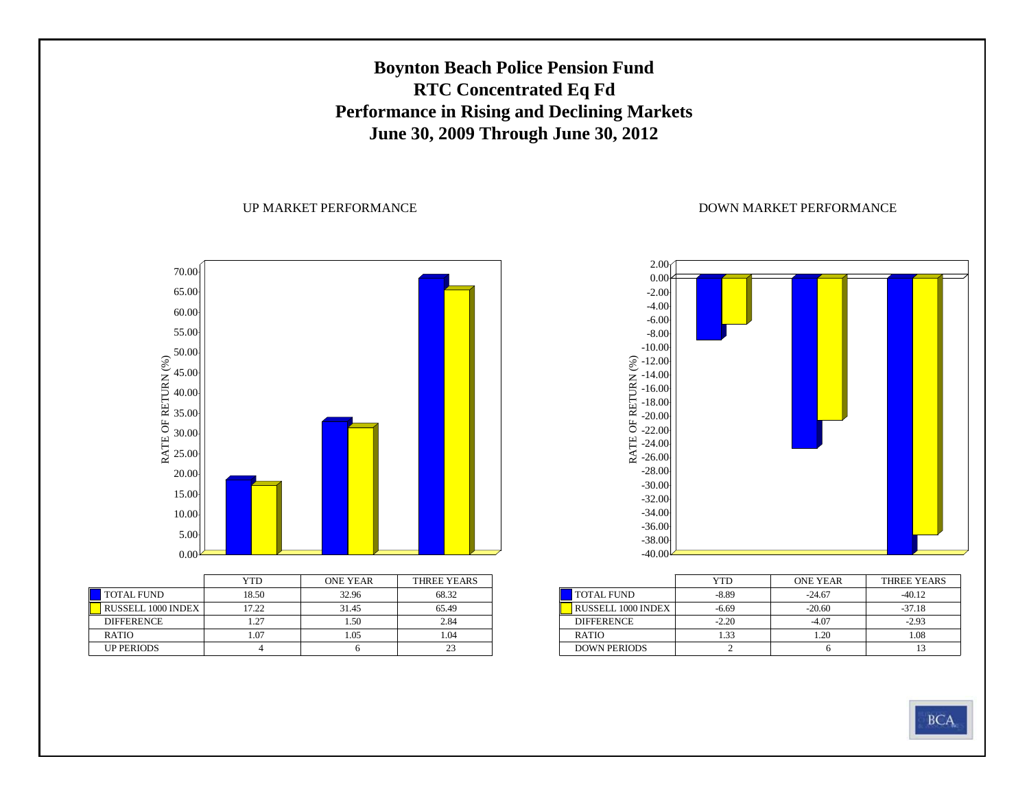# Boynton Beach Police Pension Fund
## RTC Concentrated Eq Fd
## Performance in Rising and Declining Markets
## June 30, 2009 Through June 30, 2012

### UP MARKET PERFORMANCE

| | YTD | ONE YEAR | THREE YEARS |
|---|---|---|---|
| TOTAL FUND | 18.50 | 32.96 | 68.32 |
| RUSSELL 1000 INDEX | 17.22 | 31.45 | 65.49 |
| DIFFERENCE | 1.27 | 1.50 | 2.84 |
| RATIO | 1.07 | 1.05 | 1.04 |
| UP PERIODS | 4 | 6 | 23 |

### DOWN MARKET PERFORMANCE

| | YTD | ONE YEAR | THREE YEARS |
|---|---|---|---|
| TOTAL FUND | -8.89 | -24.67 | -40.12 |
| RUSSELL 1000 INDEX | -6.69 | -20.60 | -37.18 |
| DIFFERENCE | -2.20 | -4.07 | -2.93 |
| RATIO | 1.33 | 1.20 | 1.08 |
| DOWN PERIODS | 2 | 6 | 13 |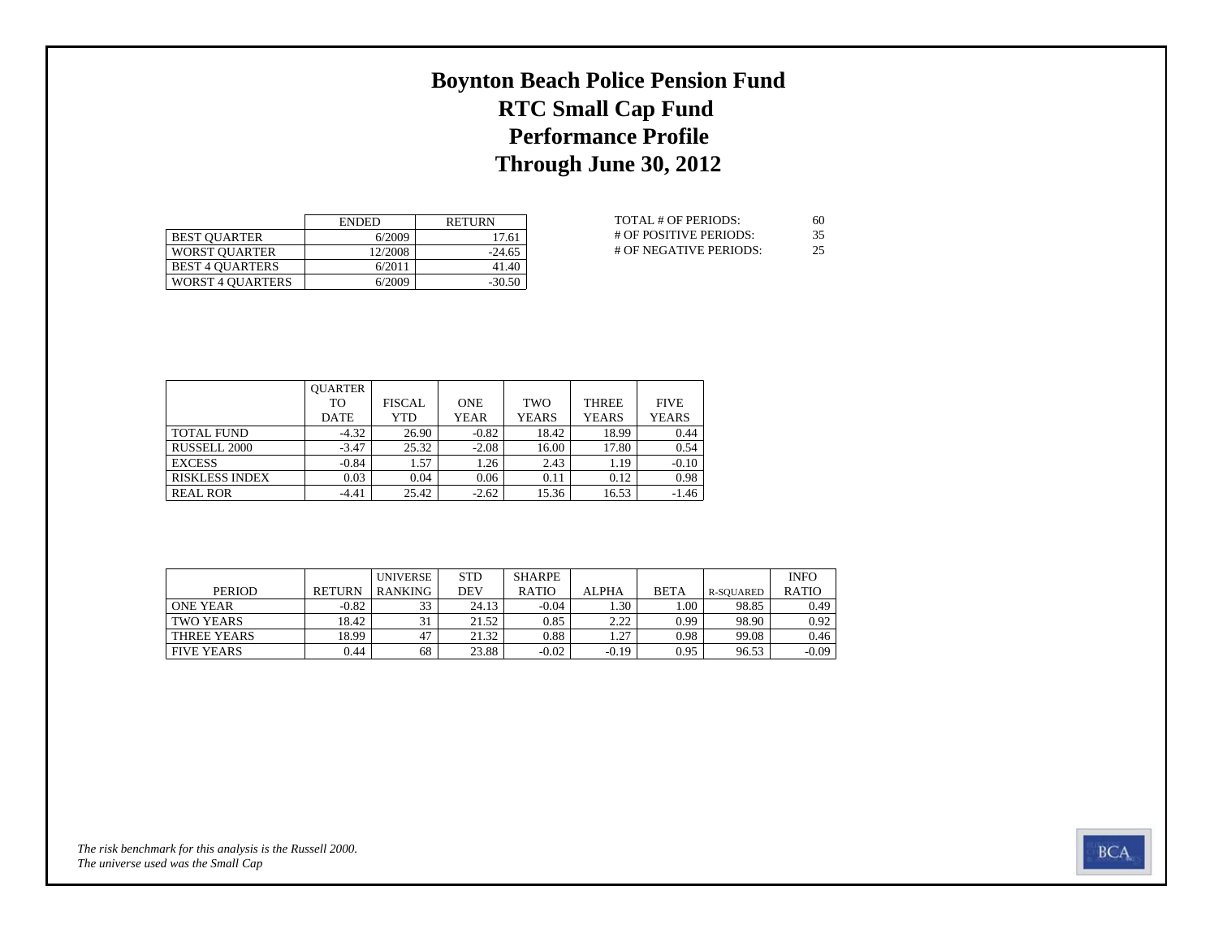# Boynton Beach Police Pension Fund
## RTC Small Cap Fund
## Performance Profile
## Through June 30, 2012

| | ENDED | RETURN |
|---|---|---|
| BEST QUARTER | 6/2009 | 17.61 |
| WORST QUARTER | 12/2008 | -24.65 |
| BEST 4 QUARTERS | 6/2011 | 41.40 |
| WORST 4 QUARTERS | 6/2009 | -30.50 |

| | |
|---|---|
| TOTAL # OF PERIODS: | 60 |
| # OF POSITIVE PERIODS: | 35 |
| # OF NEGATIVE PERIODS: | 25 |

| | QUARTER TO DATE | FISCAL YTD | ONE YEAR | TWO YEARS | THREE YEARS | FIVE YEARS |
|---|---|---|---|---|---|---|
| TOTAL FUND | -4.32 | 26.90 | -0.82 | 18.42 | 18.99 | 0.44 |
| RUSSELL 2000 | -3.47 | 25.32 | -2.08 | 16.00 | 17.80 | 0.54 |
| EXCESS | -0.84 | 1.57 | 1.26 | 2.43 | 1.19 | -0.10 |
| RISKLESS INDEX | 0.03 | 0.04 | 0.06 | 0.11 | 0.12 | 0.98 |
| REAL ROR | -4.41 | 25.42 | -2.62 | 15.36 | 16.53 | -1.46 |

| PERIOD | RETURN | UNIVERSE RANKING | STD DEV | SHARPE RATIO | ALPHA | BETA | R-SQUARED | INFO RATIO |
|---|---|---|---|---|---|---|---|---|
| ONE YEAR | -0.82 | 33 | 24.13 | -0.04 | 1.30 | 1.00 | 98.85 | 0.49 |
| TWO YEARS | 18.42 | 31 | 21.52 | 0.85 | 2.22 | 0.99 | 98.90 | 0.92 |
| THREE YEARS | 18.99 | 47 | 21.32 | 0.88 | 1.27 | 0.98 | 99.08 | 0.46 |
| FIVE YEARS | 0.44 | 68 | 23.88 | -0.02 | -0.19 | 0.95 | 96.53 | -0.09 |

*The risk benchmark for this analysis is the Russell 2000.*
*The universe used was the Small Cap*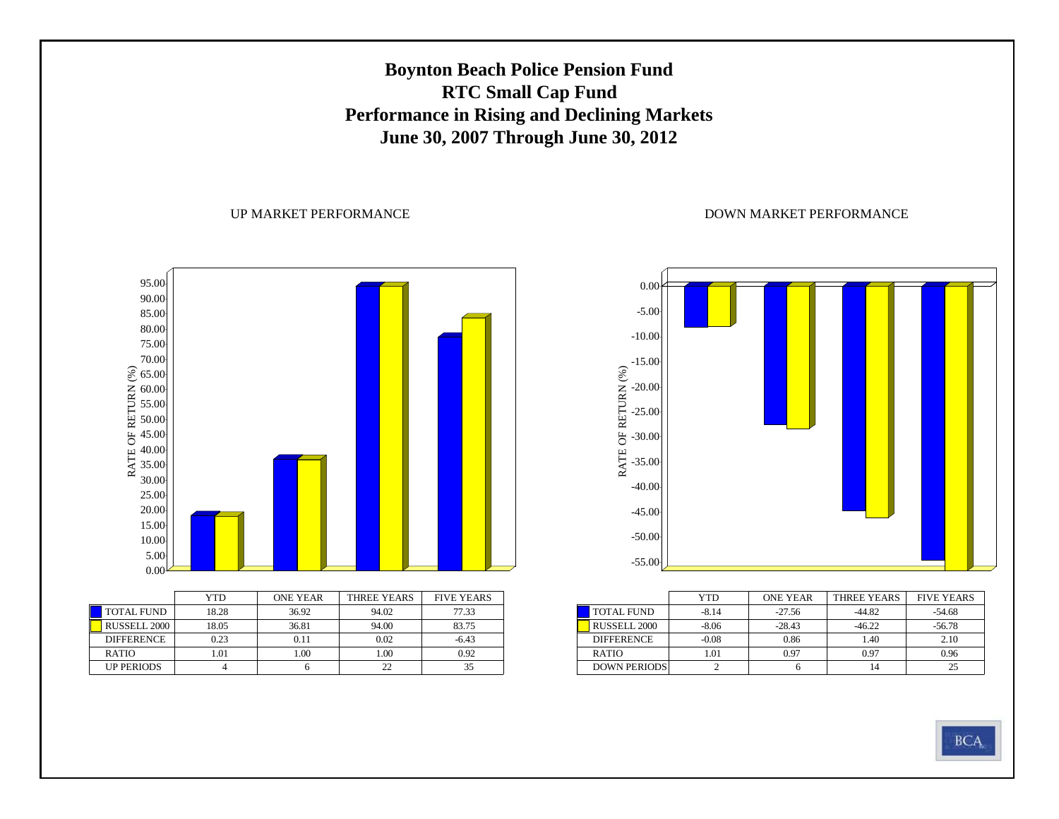# Boynton Beach Police Pension Fund
# RTC Small Cap Fund
# Performance in Rising and Declining Markets
# June 30, 2007 Through June 30, 2012

UP MARKET PERFORMANCE

| | YTD | ONE YEAR | THREE YEARS | FIVE YEARS |
|---|---|---|---|---|
| TOTAL FUND | 18.28 | 36.92 | 94.02 | 77.33 |
| RUSSELL 2000 | 18.05 | 36.81 | 94.00 | 83.75 |
| DIFFERENCE | 0.23 | 0.11 | 0.02 | -6.43 |
| RATIO | 1.01 | 1.00 | 1.00 | 0.92 |
| UP PERIODS | 4 | 6 | 22 | 35 |

DOWN MARKET PERFORMANCE

| | YTD | ONE YEAR | THREE YEARS | FIVE YEARS |
|---|---|---|---|---|
| TOTAL FUND | -8.14 | -27.56 | -44.82 | -54.68 |
| RUSSELL 2000 | -8.06 | -28.43 | -46.22 | -56.78 |
| DIFFERENCE | -0.08 | 0.86 | 1.40 | 2.10 |
| RATIO | 1.01 | 0.97 | 0.97 | 0.96 |
| DOWN PERIODS | 2 | 6 | 14 | 25 |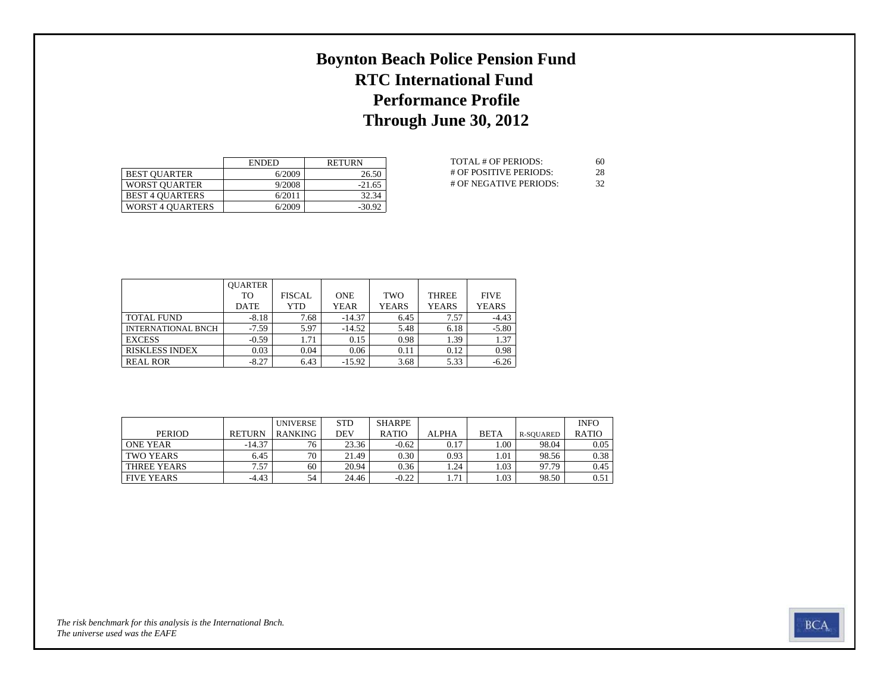# Boynton Beach Police Pension Fund
# RTC International Fund
# Performance Profile
# Through June 30, 2012

| | ENDED | RETURN |
|---|---|---|
| BEST QUARTER | 6/2009 | 26.50 |
| WORST QUARTER | 9/2008 | -21.65 |
| BEST 4 QUARTERS | 6/2011 | 32.34 |
| WORST 4 QUARTERS | 6/2009 | -30.92 |

| | |
|---|---|
| TOTAL # OF PERIODS: | 60 |
| # OF POSITIVE PERIODS: | 28 |
| # OF NEGATIVE PERIODS: | 32 |

| | QUARTER TO DATE | FISCAL YTD | ONE YEAR | TWO YEARS | THREE YEARS | FIVE YEARS |
|---|---|---|---|---|---|---|
| TOTAL FUND | -8.18 | 7.68 | -14.37 | 6.45 | 7.57 | -4.43 |
| INTERNATIONAL BNCH | -7.59 | 5.97 | -14.52 | 5.48 | 6.18 | -5.80 |
| EXCESS | -0.59 | 1.71 | 0.15 | 0.98 | 1.39 | 1.37 |
| RISKLESS INDEX | 0.03 | 0.04 | 0.06 | 0.11 | 0.12 | 0.98 |
| REAL ROR | -8.27 | 6.43 | -15.92 | 3.68 | 5.33 | -6.26 |

| PERIOD | RETURN | UNIVERSE RANKING | STD DEV | SHARPE RATIO | ALPHA | BETA | R-SQUARED | INFO RATIO |
|---|---|---|---|---|---|---|---|---|
| ONE YEAR | -14.37 | 76 | 23.36 | -0.62 | 0.17 | 1.00 | 98.04 | 0.05 |
| TWO YEARS | 6.45 | 70 | 21.49 | 0.30 | 0.93 | 1.01 | 98.56 | 0.38 |
| THREE YEARS | 7.57 | 60 | 20.94 | 0.36 | 1.24 | 1.03 | 97.79 | 0.45 |
| FIVE YEARS | -4.43 | 54 | 24.46 | -0.22 | 1.71 | 1.03 | 98.50 | 0.51 |

*The risk benchmark for this analysis is the International Bnch.*
*The universe used was the EAFE*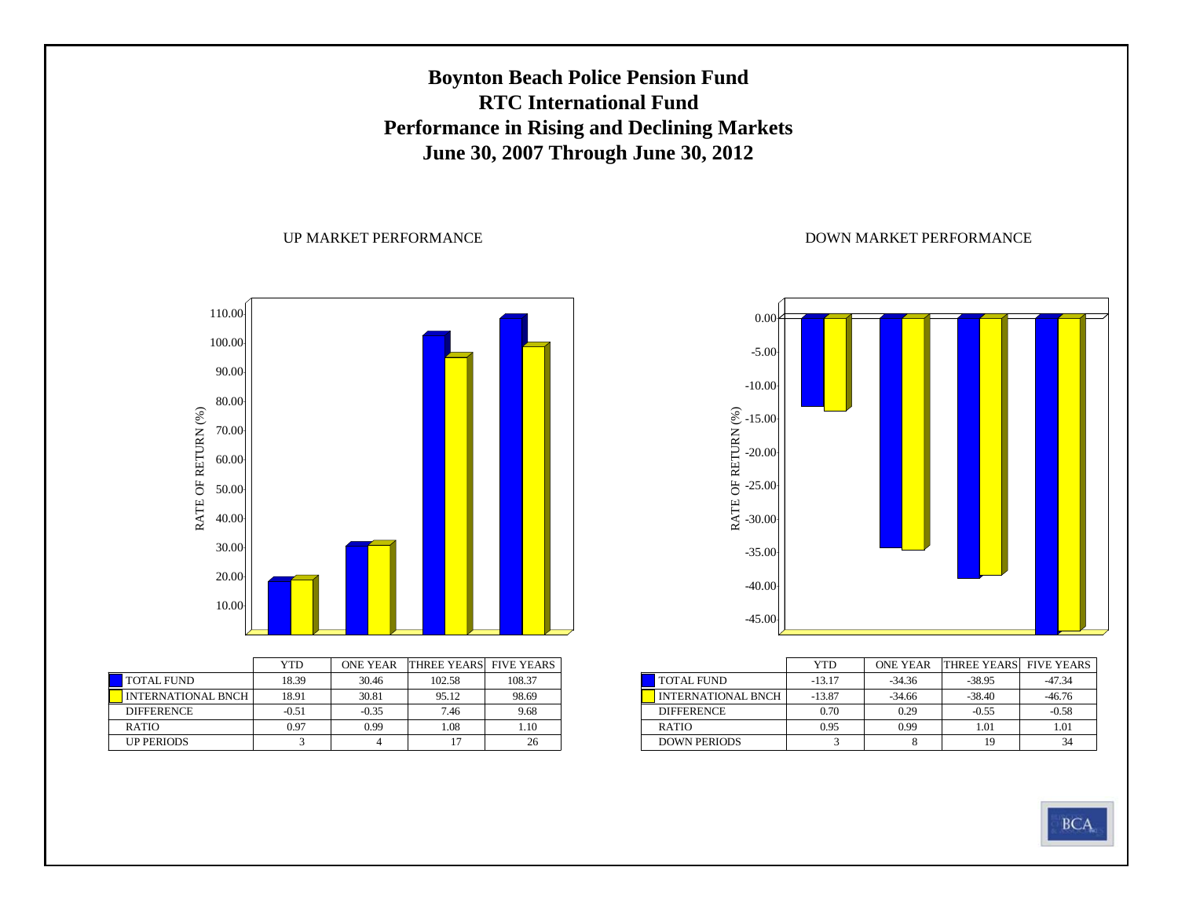# Boynton Beach Police Pension Fund
# RTC International Fund
# Performance in Rising and Declining Markets
# June 30, 2007 Through June 30, 2012

UP MARKET PERFORMANCE

| | YTD | ONE YEAR | THREE YEARS | FIVE YEARS |
|---|---|---|---|---|
| TOTAL FUND | 18.39 | 30.46 | 102.58 | 108.37 |
| INTERNATIONAL BNCH | 18.91 | 30.81 | 95.12 | 98.69 |
| DIFFERENCE | -0.51 | -0.35 | 7.46 | 9.68 |
| RATIO | 0.97 | 0.99 | 1.08 | 1.10 |
| UP PERIODS | 3 | 4 | 17 | 26 |

DOWN MARKET PERFORMANCE

| | YTD | ONE YEAR | THREE YEARS | FIVE YEARS |
|---|---|---|---|---|
| TOTAL FUND | -13.17 | -34.36 | -38.95 | -47.34 |
| INTERNATIONAL BNCH | -13.87 | -34.66 | -38.40 | -46.76 |
| DIFFERENCE | 0.70 | 0.29 | -0.55 | -0.58 |
| RATIO | 0.95 | 0.99 | 1.01 | 1.01 |
| DOWN PERIODS | 3 | 8 | 19 | 34 |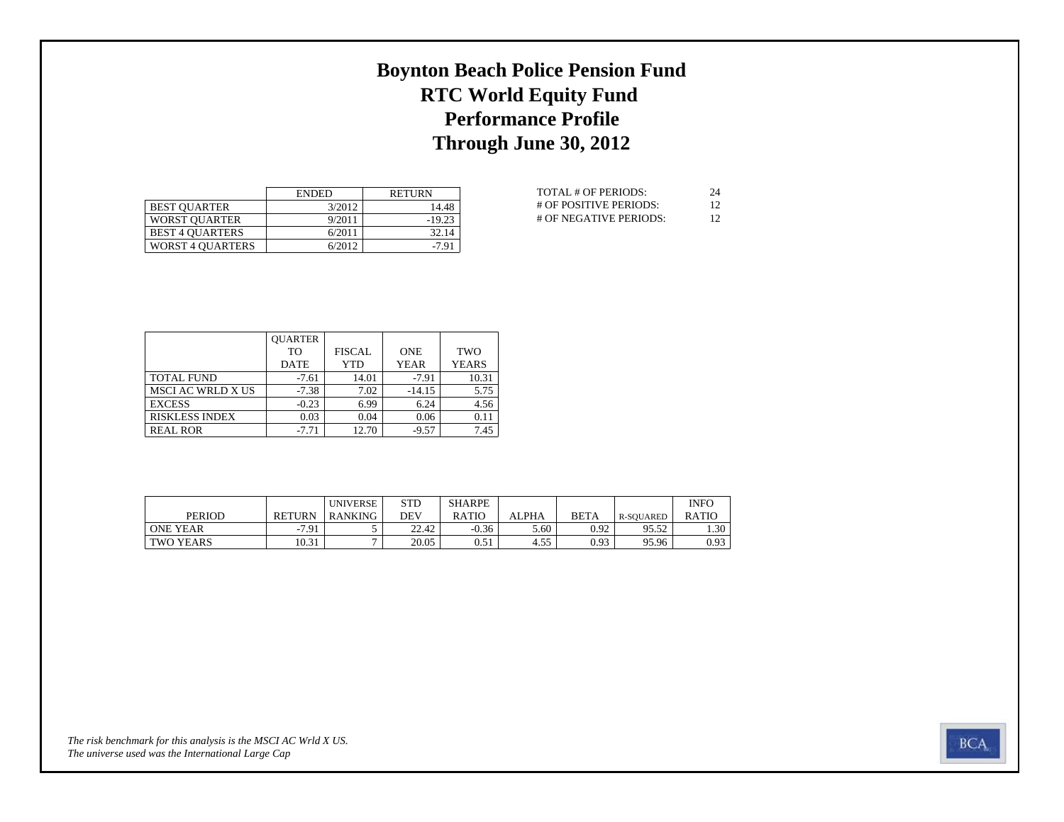# Boynton Beach Police Pension Fund
## RTC World Equity Fund
## Performance Profile
## Through June 30, 2012

| | ENDED | RETURN |
|---|---|---|
| BEST QUARTER | 3/2012 | 14.48 |
| WORST QUARTER | 9/2011 | -19.23 |
| BEST 4 QUARTERS | 6/2011 | 32.14 |
| WORST 4 QUARTERS | 6/2012 | -7.91 |

| | |
|---|---|
| TOTAL # OF PERIODS: | 24 |
| # OF POSITIVE PERIODS: | 12 |
| # OF NEGATIVE PERIODS: | 12 |

| | QUARTER TO DATE | FISCAL YTD | ONE YEAR | TWO YEARS |
|---|---|---|---|---|
| TOTAL FUND | -7.61 | 14.01 | -7.91 | 10.31 |
| MSCI AC WRLD X US | -7.38 | 7.02 | -14.15 | 5.75 |
| EXCESS | -0.23 | 6.99 | 6.24 | 4.56 |
| RISKLESS INDEX | 0.03 | 0.04 | 0.06 | 0.11 |
| REAL ROR | -7.71 | 12.70 | -9.57 | 7.45 |

| PERIOD | RETURN | UNIVERSE RANKING | STD DEV | SHARPE RATIO | ALPHA | BETA | R-SQUARED | INFO RATIO |
|---|---|---|---|---|---|---|---|---|
| ONE YEAR | -7.91 | 5 | 22.42 | -0.36 | 5.60 | 0.92 | 95.52 | 1.30 |
| TWO YEARS | 10.31 | 7 | 20.05 | 0.51 | 4.55 | 0.93 | 95.96 | 0.93 |

*The risk benchmark for this analysis is the MSCI AC Wrld X US.*
*The universe used was the International Large Cap*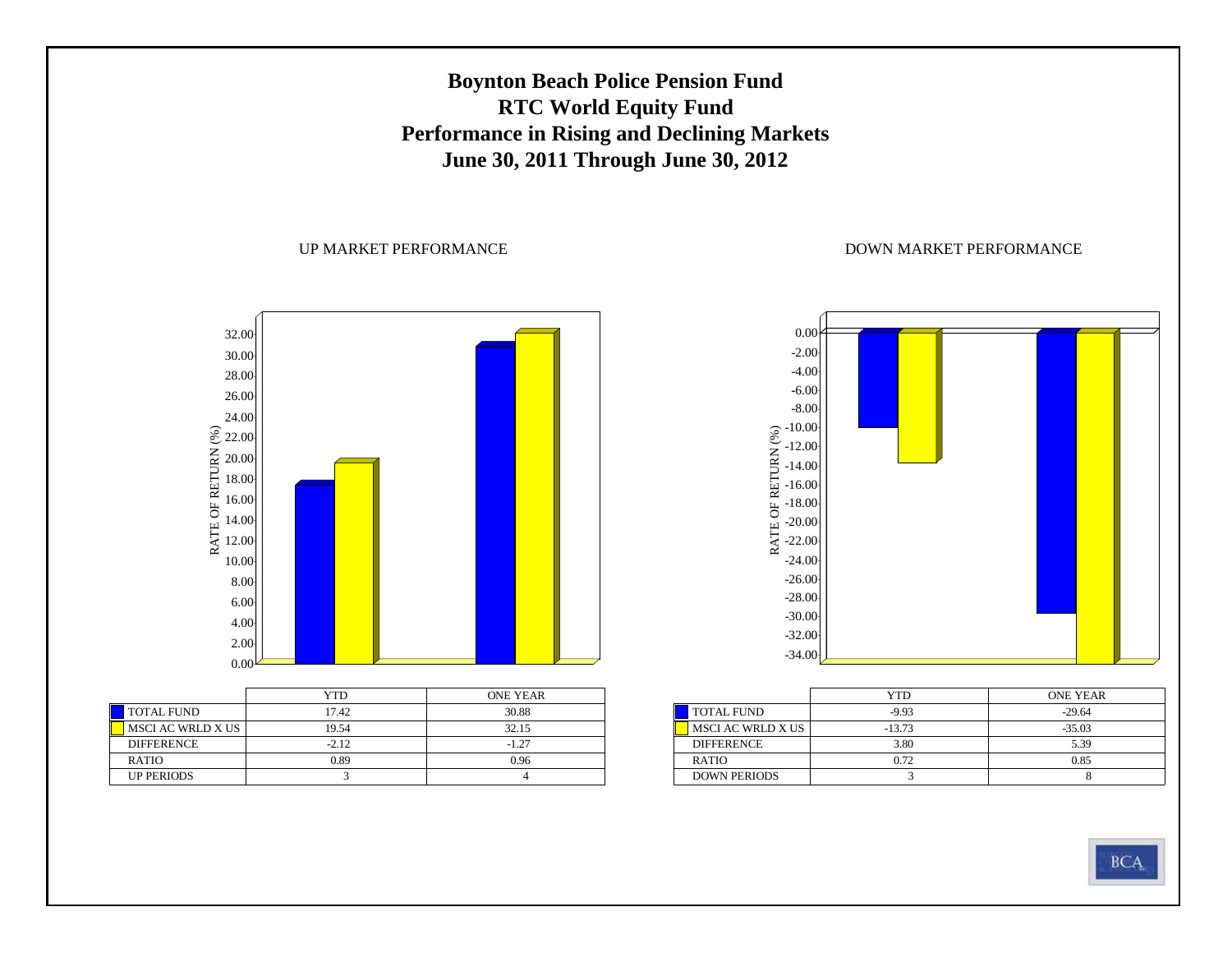# Boynton Beach Police Pension Fund
# RTC World Equity Fund
# Performance in Rising and Declining Markets
# June 30, 2011 Through June 30, 2012

## UP MARKET PERFORMANCE

| | YTD | ONE YEAR |
|---|---|---|
| TOTAL FUND | 17.42 | 30.88 |
| MSCI AC WRLD X US | 19.54 | 32.15 |
| DIFFERENCE | -2.12 | -1.27 |
| RATIO | 0.89 | 0.96 |
| UP PERIODS | 3 | 4 |

## DOWN MARKET PERFORMANCE

| | YTD | ONE YEAR |
|---|---|---|
| TOTAL FUND | -9.93 | -29.64 |
| MSCI AC WRLD X US | -13.73 | -35.03 |
| DIFFERENCE | 3.80 | 5.39 |
| RATIO | 0.72 | 0.85 |
| DOWN PERIODS | 3 | 8 |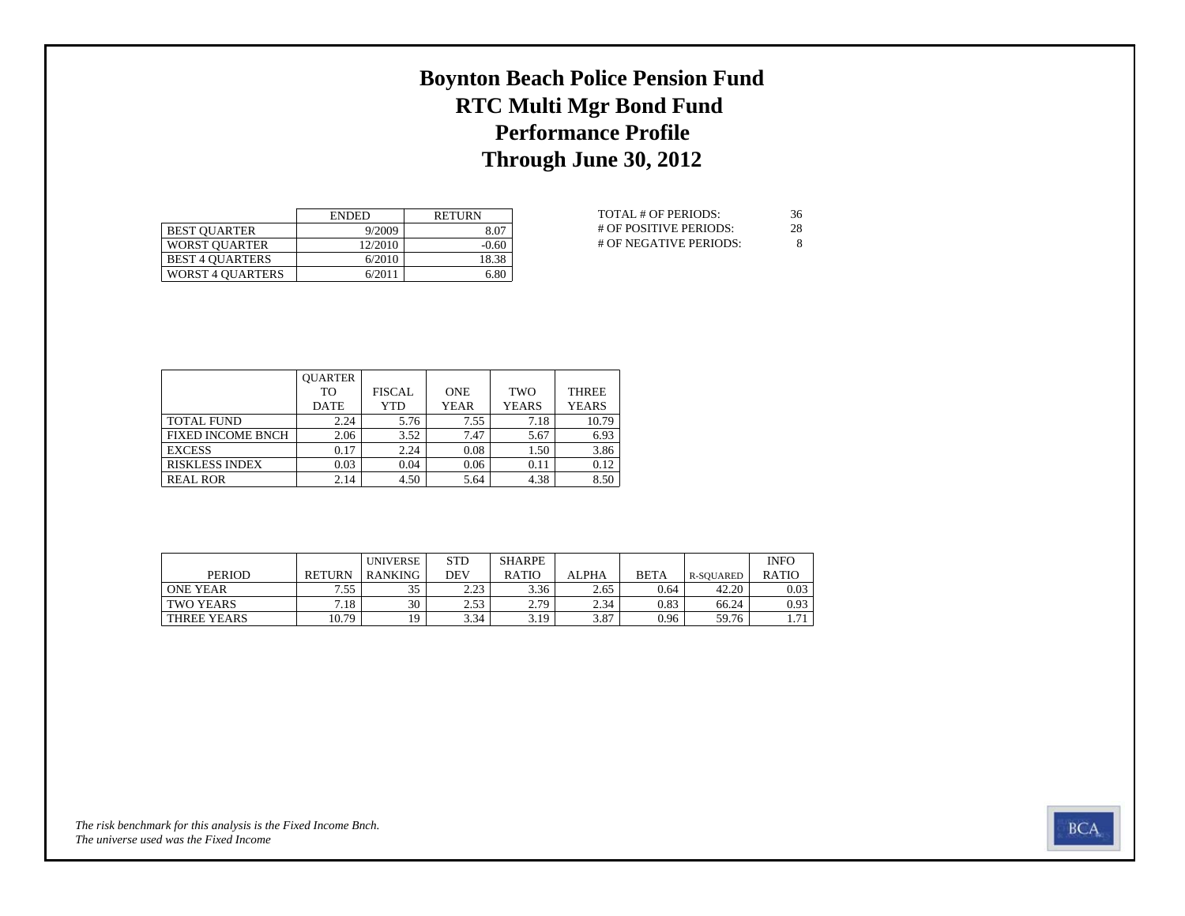# Boynton Beach Police Pension Fund
# RTC Multi Mgr Bond Fund
# Performance Profile
# Through June 30, 2012

| | ENDED | RETURN |
|---|---|---|
| BEST QUARTER | 9/2009 | 8.07 |
| WORST QUARTER | 12/2010 | -0.60 |
| BEST 4 QUARTERS | 6/2010 | 18.38 |
| WORST 4 QUARTERS | 6/2011 | 6.80 |

| | |
|---|---|
| TOTAL # OF PERIODS: | 36 |
| # OF POSITIVE PERIODS: | 28 |
| # OF NEGATIVE PERIODS: | 8 |

| | QUARTER TO DATE | FISCAL YTD | ONE YEAR | TWO YEARS | THREE YEARS |
|---|---|---|---|---|---|
| TOTAL FUND | 2.24 | 5.76 | 7.55 | 7.18 | 10.79 |
| FIXED INCOME BNCH | 2.06 | 3.52 | 7.47 | 5.67 | 6.93 |
| EXCESS | 0.17 | 2.24 | 0.08 | 1.50 | 3.86 |
| RISKLESS INDEX | 0.03 | 0.04 | 0.06 | 0.11 | 0.12 |
| REAL ROR | 2.14 | 4.50 | 5.64 | 4.38 | 8.50 |

| PERIOD | RETURN | UNIVERSE RANKING | STD DEV | SHARPE RATIO | ALPHA | BETA | R-SQUARED | INFO RATIO |
|---|---|---|---|---|---|---|---|---|
| ONE YEAR | 7.55 | 35 | 2.23 | 3.36 | 2.65 | 0.64 | 42.20 | 0.03 |
| TWO YEARS | 7.18 | 30 | 2.53 | 2.79 | 2.34 | 0.83 | 66.24 | 0.93 |
| THREE YEARS | 10.79 | 19 | 3.34 | 3.19 | 3.87 | 0.96 | 59.76 | 1.71 |

*The risk benchmark for this analysis is the Fixed Income Bnch.*
*The universe used was the Fixed Income*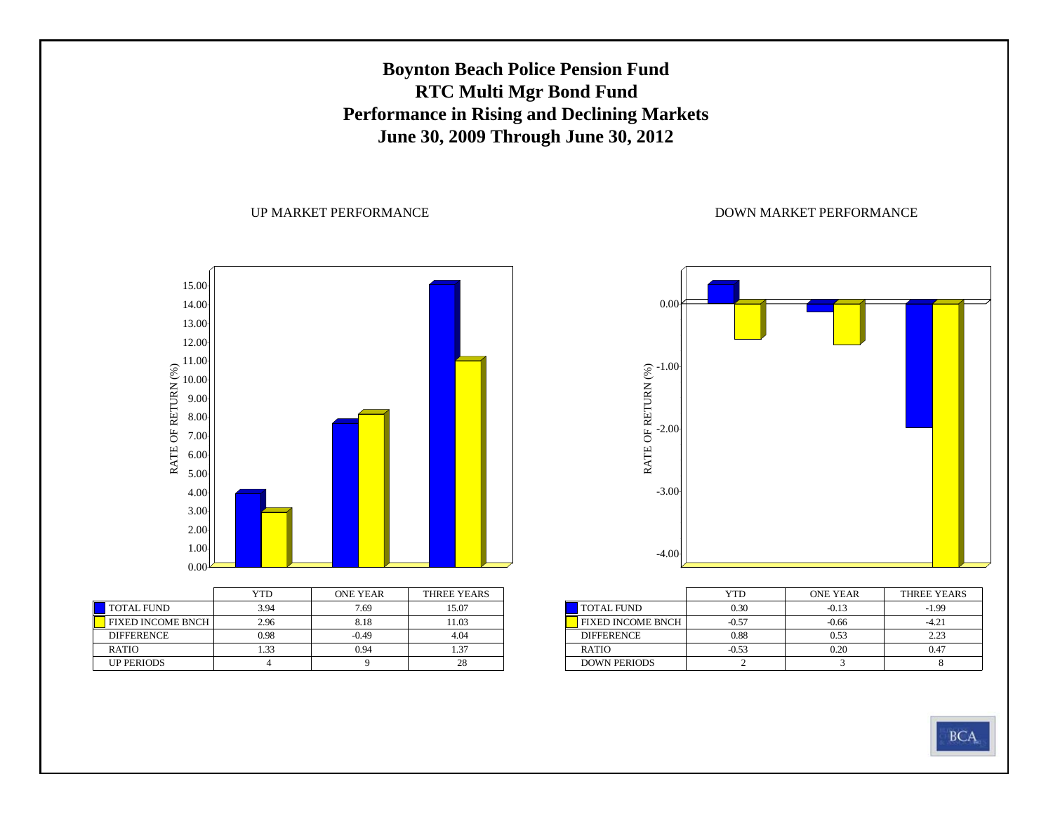# Boynton Beach Police Pension Fund
## RTC Multi Mgr Bond Fund
## Performance in Rising and Declining Markets
## June 30, 2009 Through June 30, 2012

### UP MARKET PERFORMANCE

| | YTD | ONE YEAR | THREE YEARS |
|---|---|---|---|
| TOTAL FUND | 3.94 | 7.69 | 15.07 |
| FIXED INCOME BNCH | 2.96 | 8.18 | 11.03 |
| DIFFERENCE | 0.98 | -0.49 | 4.04 |
| RATIO | 1.33 | 0.94 | 1.37 |
| UP PERIODS | 4 | 9 | 28 |

### DOWN MARKET PERFORMANCE

| | YTD | ONE YEAR | THREE YEARS |
|---|---|---|---|
| TOTAL FUND | 0.30 | -0.13 | -1.99 |
| FIXED INCOME BNCH | -0.57 | -0.66 | -4.21 |
| DIFFERENCE | 0.88 | 0.53 | 2.23 |
| RATIO | -0.53 | 0.20 | 0.47 |
| DOWN PERIODS | 2 | 3 | 8 |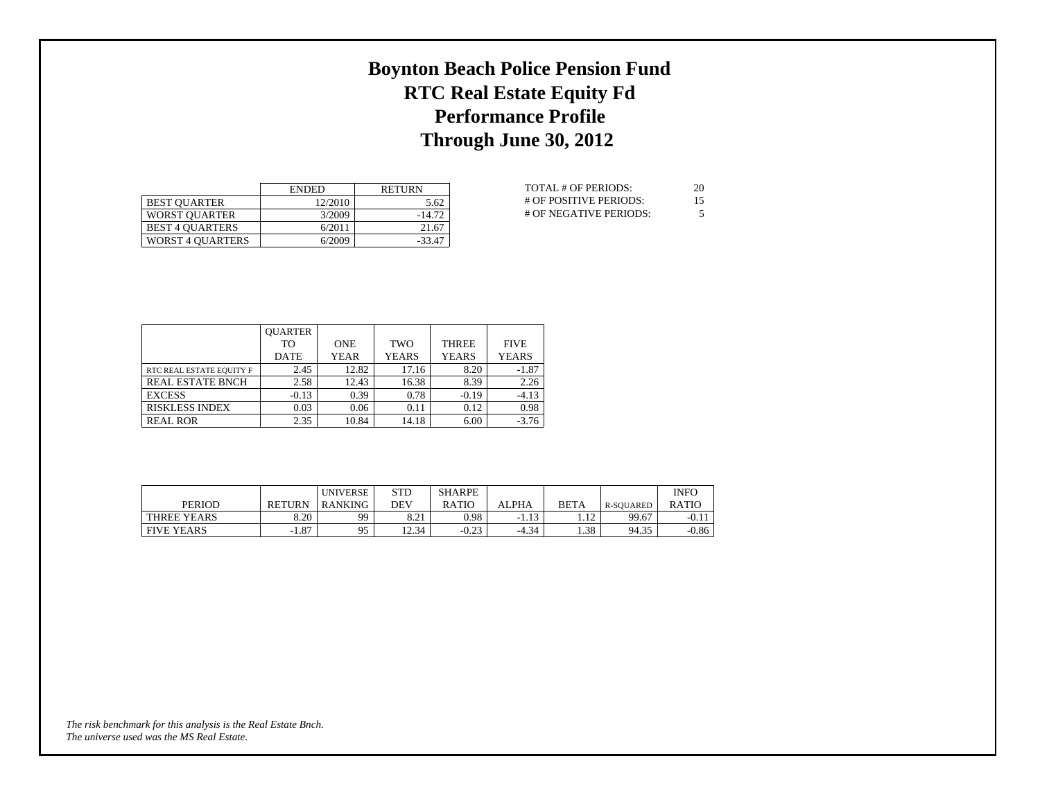# Boynton Beach Police Pension Fund
# RTC Real Estate Equity Fd
# Performance Profile
# Through June 30, 2012

| | ENDED | RETURN |
|---|---|---|
| BEST QUARTER | 12/2010 | 5.62 |
| WORST QUARTER | 3/2009 | -14.72 |
| BEST 4 QUARTERS | 6/2011 | 21.67 |
| WORST 4 QUARTERS | 6/2009 | -33.47 |

| | |
|---|---|
| TOTAL # OF PERIODS: | 20 |
| # OF POSITIVE PERIODS: | 15 |
| # OF NEGATIVE PERIODS: | 5 |

| | QUARTER TO DATE | ONE YEAR | TWO YEARS | THREE YEARS | FIVE YEARS |
|---|---|---|---|---|---|
| RTC REAL ESTATE EQUITY F | 2.45 | 12.82 | 17.16 | 8.20 | -1.87 |
| REAL ESTATE BNCH | 2.58 | 12.43 | 16.38 | 8.39 | 2.26 |
| EXCESS | -0.13 | 0.39 | 0.78 | -0.19 | -4.13 |
| RISKLESS INDEX | 0.03 | 0.06 | 0.11 | 0.12 | 0.98 |
| REAL ROR | 2.35 | 10.84 | 14.18 | 6.00 | -3.76 |

| PERIOD | RETURN | UNIVERSE RANKING | STD DEV | SHARPE RATIO | ALPHA | BETA | R-SQUARED | INFO RATIO |
|---|---|---|---|---|---|---|---|---|
| THREE YEARS | 8.20 | 99 | 8.21 | 0.98 | -1.13 | 1.12 | 99.67 | -0.11 |
| FIVE YEARS | -1.87 | 95 | 12.34 | -0.23 | -4.34 | 1.38 | 94.35 | -0.86 |

*The risk benchmark for this analysis is the Real Estate Bnch.*
*The universe used was the MS Real Estate.*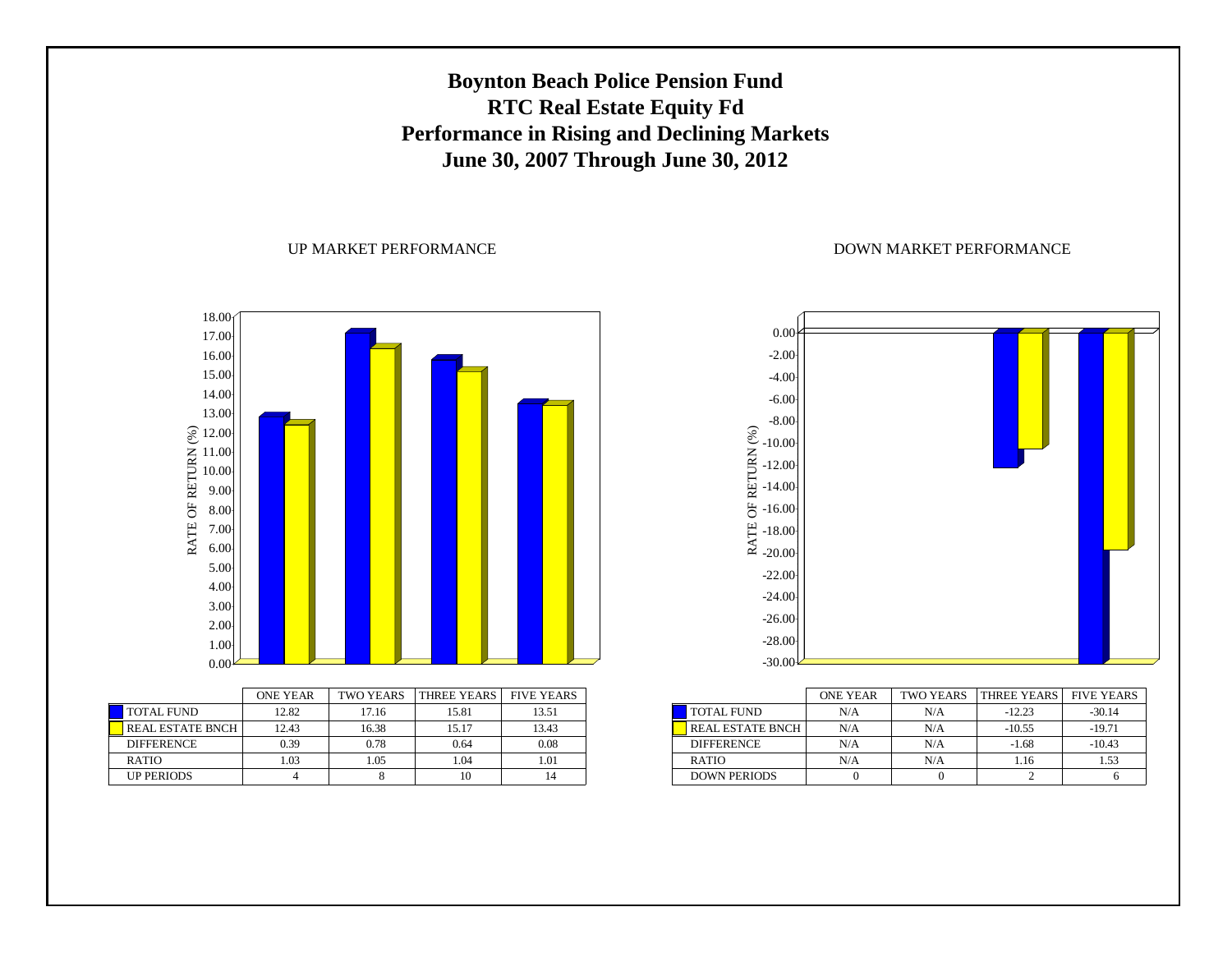# Boynton Beach Police Pension Fund
# RTC Real Estate Equity Fd
# Performance in Rising and Declining Markets
# June 30, 2007 Through June 30, 2012

## UP MARKET PERFORMANCE

| | ONE YEAR | TWO YEARS | THREE YEARS | FIVE YEARS |
|---|---|---|---|---|
| TOTAL FUND | 12.82 | 17.16 | 15.81 | 13.51 |
| REAL ESTATE BNCH | 12.43 | 16.38 | 15.17 | 13.43 |
| DIFFERENCE | 0.39 | 0.78 | 0.64 | 0.08 |
| RATIO | 1.03 | 1.05 | 1.04 | 1.01 |
| UP PERIODS | 4 | 8 | 10 | 14 |

## DOWN MARKET PERFORMANCE

| | ONE YEAR | TWO YEARS | THREE YEARS | FIVE YEARS |
|---|---|---|---|---|
| TOTAL FUND | N/A | N/A | -12.23 | -30.14 |
| REAL ESTATE BNCH | N/A | N/A | -10.55 | -19.71 |
| DIFFERENCE | N/A | N/A | -1.68 | -10.43 |
| RATIO | N/A | N/A | 1.16 | 1.53 |
| DOWN PERIODS | 0 | 0 | 2 | 6 |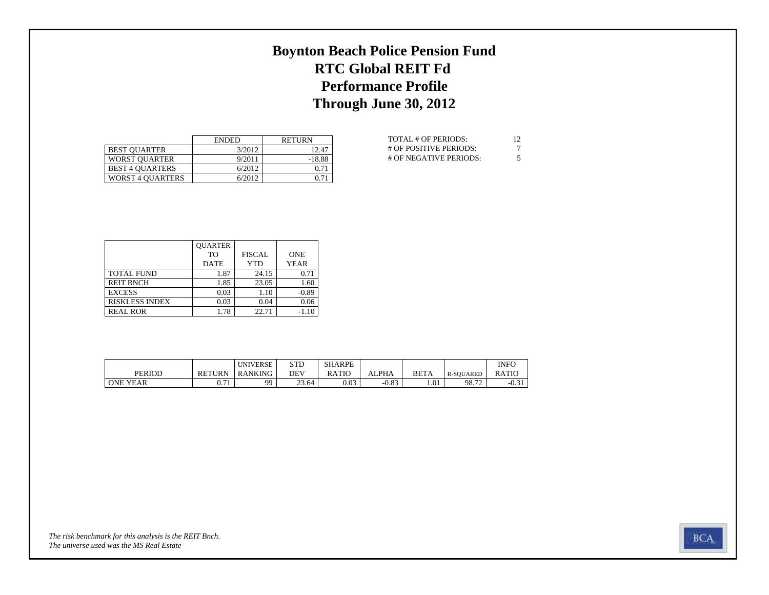# Boynton Beach Police Pension Fund
## RTC Global REIT Fd
## Performance Profile
## Through June 30, 2012

| | ENDED | RETURN |
|---|---|---|
| BEST QUARTER | 3/2012 | 12.47 |
| WORST QUARTER | 9/2011 | -18.88 |
| BEST 4 QUARTERS | 6/2012 | 0.71 |
| WORST 4 QUARTERS | 6/2012 | 0.71 |

| | |
|---|---|
| TOTAL # OF PERIODS: | 12 |
| # OF POSITIVE PERIODS: | 7 |
| # OF NEGATIVE PERIODS: | 5 |

| | QUARTER TO DATE | FISCAL YTD | ONE YEAR |
|---|---|---|---|
| TOTAL FUND | 1.87 | 24.15 | 0.71 |
| REIT BNCH | 1.85 | 23.05 | 1.60 |
| EXCESS | 0.03 | 1.10 | -0.89 |
| RISKLESS INDEX | 0.03 | 0.04 | 0.06 |
| REAL ROR | 1.78 | 22.71 | -1.10 |

| PERIOD | RETURN | UNIVERSE RANKING | STD DEV | SHARPE RATIO | ALPHA | BETA | R-SQUARED | INFO RATIO |
|---|---|---|---|---|---|---|---|---|
| ONE YEAR | 0.71 | 99 | 23.64 | 0.03 | -0.83 | 1.01 | 98.72 | -0.31 |

*The risk benchmark for this analysis is the REIT Bnch.*
*The universe used was the MS Real Estate*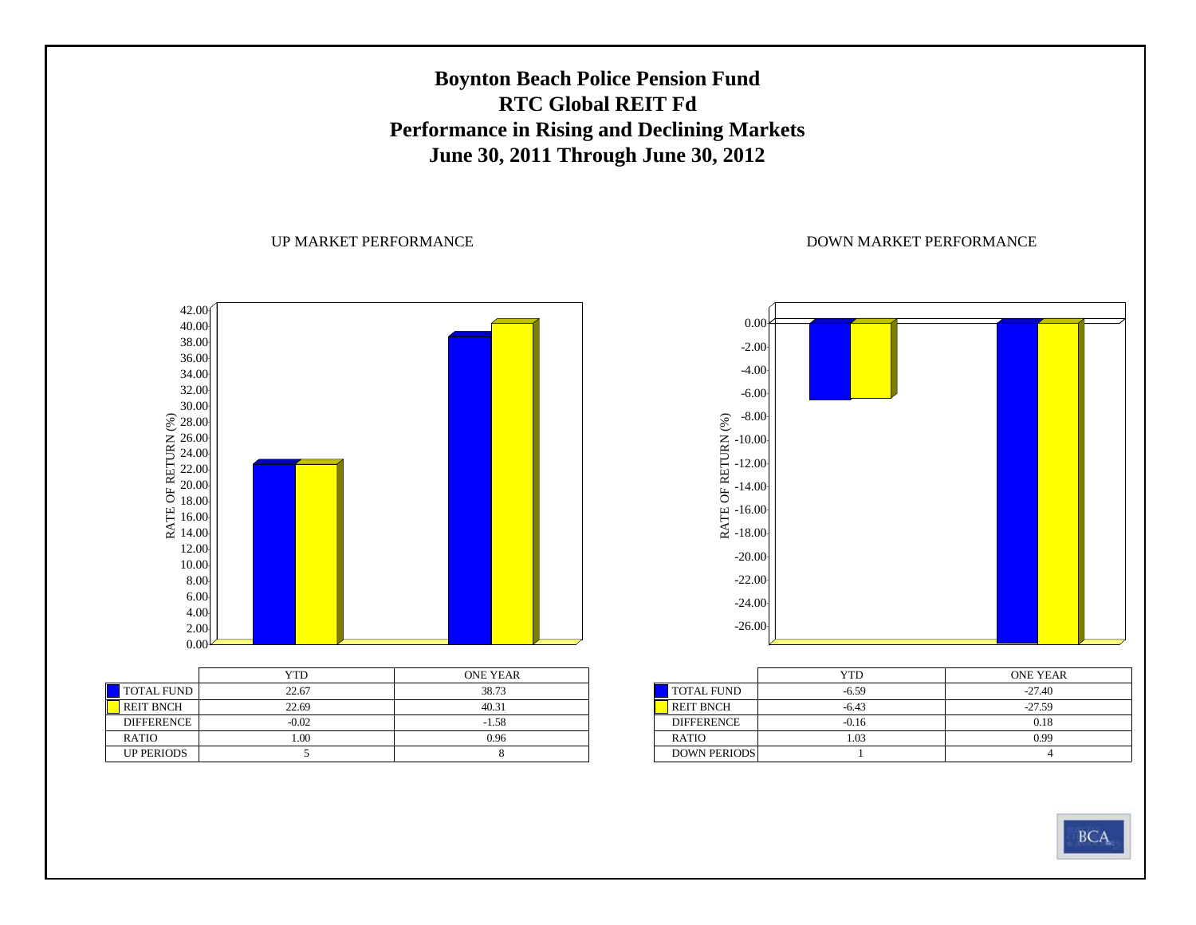# Boynton Beach Police Pension Fund
# RTC Global REIT Fd
# Performance in Rising and Declining Markets
# June 30, 2011 Through June 30, 2012

## UP MARKET PERFORMANCE

| | YTD | ONE YEAR |
|---|---|---|
| TOTAL FUND | 22.67 | 38.73 |
| REIT BNCH | 22.69 | 40.31 |
| DIFFERENCE | -0.02 | -1.58 |
| RATIO | 1.00 | 0.96 |
| UP PERIODS | 5 | 8 |

## DOWN MARKET PERFORMANCE

| | YTD | ONE YEAR |
|---|---|---|
| TOTAL FUND | -6.59 | -27.40 |
| REIT BNCH | -6.43 | -27.59 |
| DIFFERENCE | -0.16 | 0.18 |
| RATIO | 1.03 | 0.99 |
| DOWN PERIODS | 1 | 4 |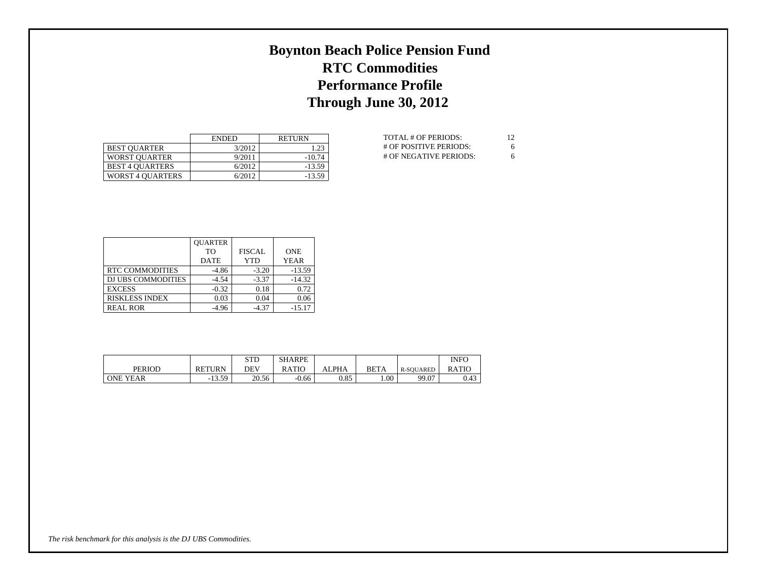# Boynton Beach Police Pension Fund
## RTC Commodities
## Performance Profile
## Through June 30, 2012

| | ENDED | RETURN |
|---|---|---|
| BEST QUARTER | 3/2012 | 1.23 |
| WORST QUARTER | 9/2011 | -10.74 |
| BEST 4 QUARTERS | 6/2012 | -13.59 |
| WORST 4 QUARTERS | 6/2012 | -13.59 |

| | |
|---|---|
| TOTAL # OF PERIODS: | 12 |
| # OF POSITIVE PERIODS: | 6 |
| # OF NEGATIVE PERIODS: | 6 |

| | QUARTER TO DATE | FISCAL YTD | ONE YEAR |
|---|---|---|---|
| RTC COMMODITIES | -4.86 | -3.20 | -13.59 |
| DJ UBS COMMODITIES | -4.54 | -3.37 | -14.32 |
| EXCESS | -0.32 | 0.18 | 0.72 |
| RISKLESS INDEX | 0.03 | 0.04 | 0.06 |
| REAL ROR | -4.96 | -4.37 | -15.17 |

| PERIOD | RETURN | STD DEV | SHARPE RATIO | ALPHA | BETA | R-SQUARED | INFO RATIO |
|---|---|---|---|---|---|---|---|
| ONE YEAR | -13.59 | 20.56 | -0.66 | 0.85 | 1.00 | 99.07 | 0.43 |

*The risk benchmark for this analysis is the DJ UBS Commodities.*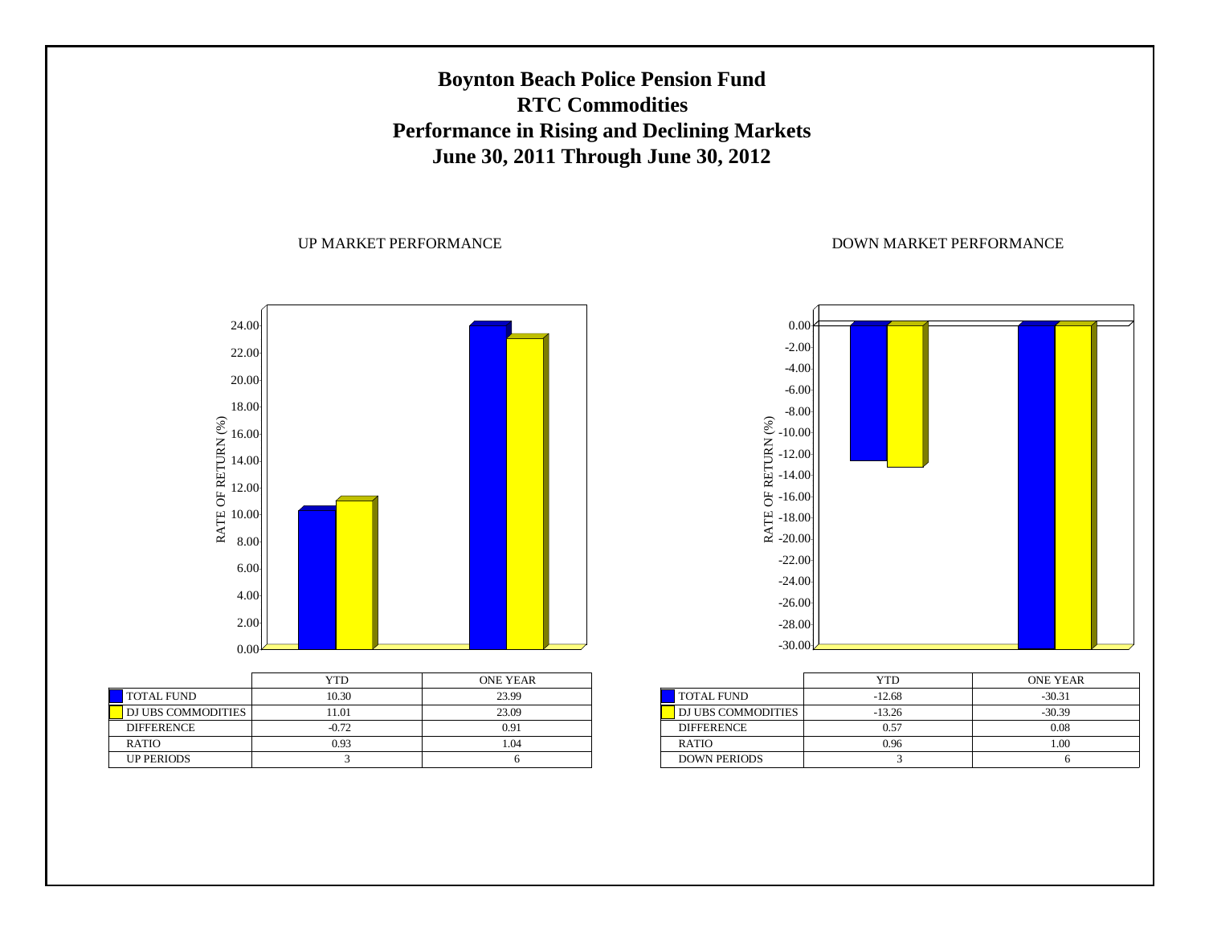# Boynton Beach Police Pension Fund
## RTC Commodities
## Performance in Rising and Declining Markets
## June 30, 2011 Through June 30, 2012

### UP MARKET PERFORMANCE

| | YTD | ONE YEAR |
|---|---|---|
| TOTAL FUND | 10.30 | 23.99 |
| DJ UBS COMMODITIES | 11.01 | 23.09 |
| DIFFERENCE | -0.72 | 0.91 |
| RATIO | 0.93 | 1.04 |
| UP PERIODS | 3 | 6 |

### DOWN MARKET PERFORMANCE

| | YTD | ONE YEAR |
|---|---|---|
| TOTAL FUND | -12.68 | -30.31 |
| DJ UBS COMMODITIES | -13.26 | -30.39 |
| DIFFERENCE | 0.57 | 0.08 |
| RATIO | 0.96 | 1.00 |
| DOWN PERIODS | 3 | 6 |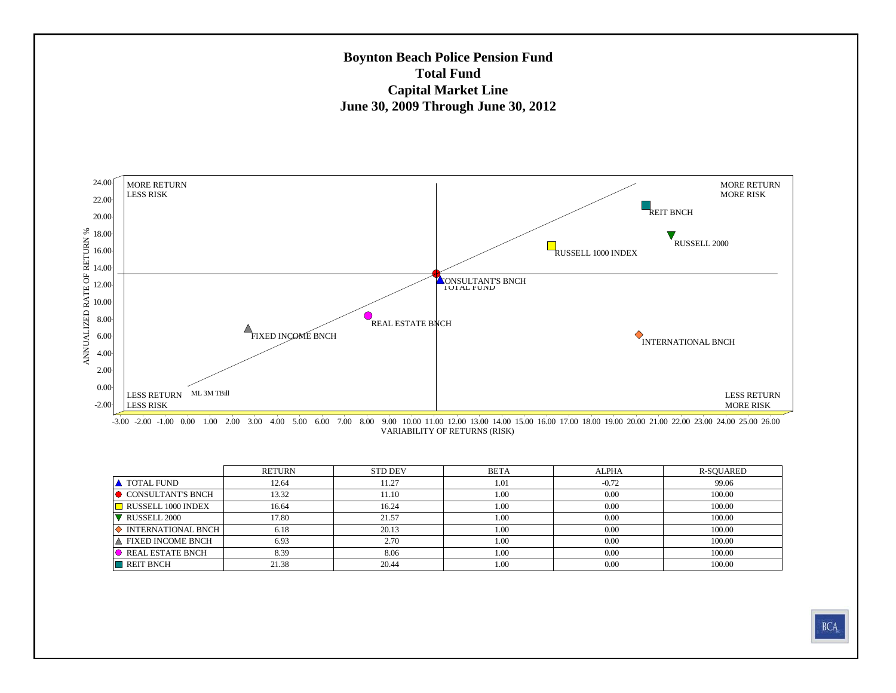# Boynton Beach Police Pension Fund
## Total Fund
## Capital Market Line
## June 30, 2009 Through June 30, 2012

MORE RETURN
LESS RISK

MORE RETURN
MORE RISK

LESS RETURN
LESS RISK

LESS RETURN
MORE RISK

ANNUALIZED RATE OF RETURN %

VARIABILITY OF RETURNS (RISK)

ML 3M TBill

|  | RETURN | STD DEV | BETA | ALPHA | R-SQUARED |
|---|---|---|---|---|---|
| TOTAL FUND | 12.64 | 11.27 | 1.01 | -0.72 | 99.06 |
| CONSULTANT'S BNCH | 13.32 | 11.10 | 1.00 | 0.00 | 100.00 |
| RUSSELL 1000 INDEX | 16.64 | 16.24 | 1.00 | 0.00 | 100.00 |
| RUSSELL 2000 | 17.80 | 21.57 | 1.00 | 0.00 | 100.00 |
| INTERNATIONAL BNCH | 6.18 | 20.13 | 1.00 | 0.00 | 100.00 |
| FIXED INCOME BNCH | 6.93 | 2.70 | 1.00 | 0.00 | 100.00 |
| REAL ESTATE BNCH | 8.39 | 8.06 | 1.00 | 0.00 | 100.00 |
| REIT BNCH | 21.38 | 20.44 | 1.00 | 0.00 | 100.00 |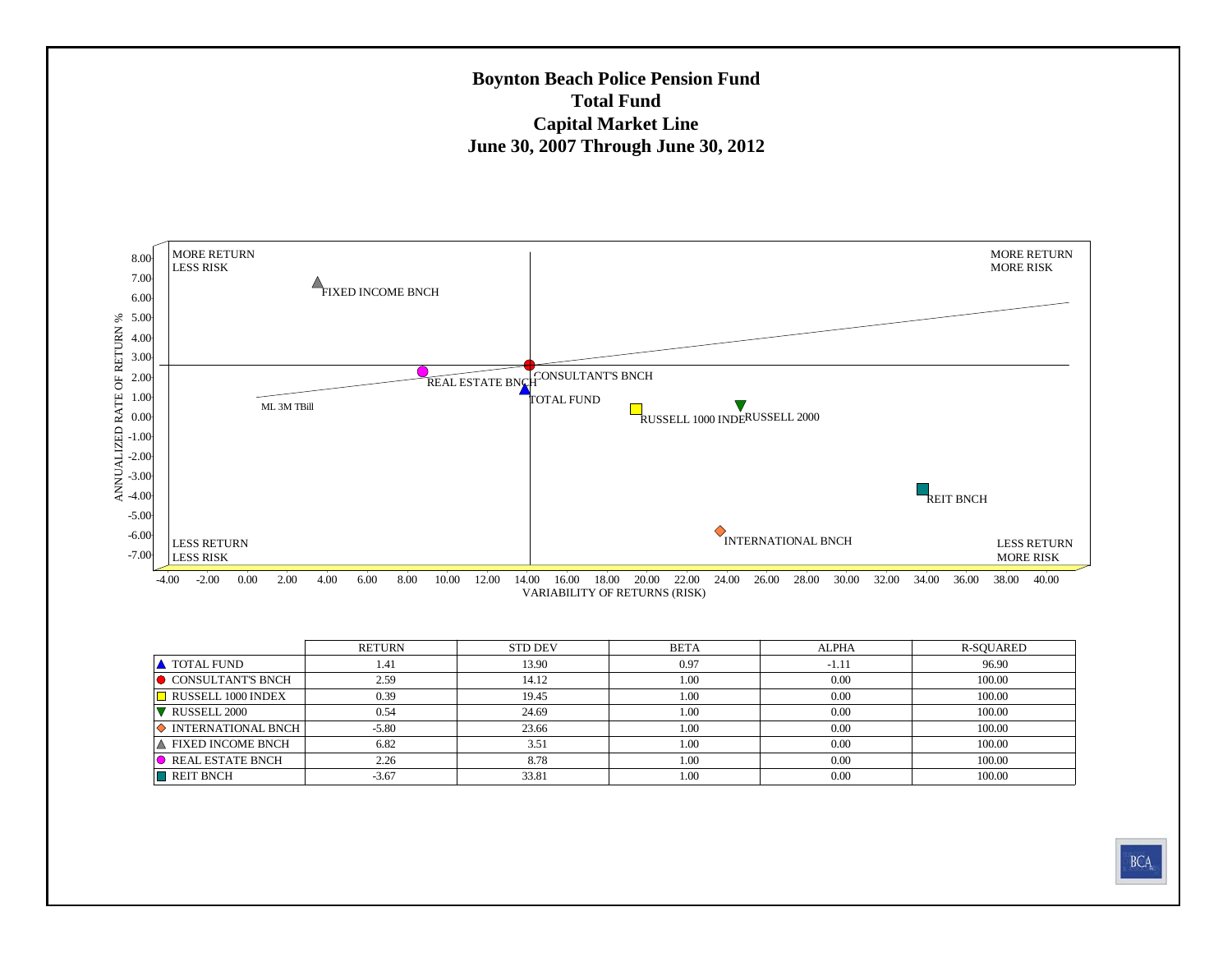# Boynton Beach Police Pension Fund
## Total Fund
## Capital Market Line
## June 30, 2007 Through June 30, 2012

MORE RETURN
LESS RISK

MORE RETURN
MORE RISK

LESS RETURN
LESS RISK

LESS RETURN
MORE RISK

ANNUALIZED RATE OF RETURN %

VARIABILITY OF RETURNS (RISK)

ML 3M TBill

|  | RETURN | STD DEV | BETA | ALPHA | R-SQUARED |
|---|---|---|---|---|---|
| ▲ TOTAL FUND | 1.41 | 13.90 | 0.97 | -1.11 | 96.90 |
| ● CONSULTANT'S BNCH | 2.59 | 14.12 | 1.00 | 0.00 | 100.00 |
| □ RUSSELL 1000 INDEX | 0.39 | 19.45 | 1.00 | 0.00 | 100.00 |
| ▼ RUSSELL 2000 | 0.54 | 24.69 | 1.00 | 0.00 | 100.00 |
| ◇ INTERNATIONAL BNCH | -5.80 | 23.66 | 1.00 | 0.00 | 100.00 |
| ▲ FIXED INCOME BNCH | 6.82 | 3.51 | 1.00 | 0.00 | 100.00 |
| ● REAL ESTATE BNCH | 2.26 | 8.78 | 1.00 | 0.00 | 100.00 |
| ■ REIT BNCH | -3.67 | 33.81 | 1.00 | 0.00 | 100.00 |

BCA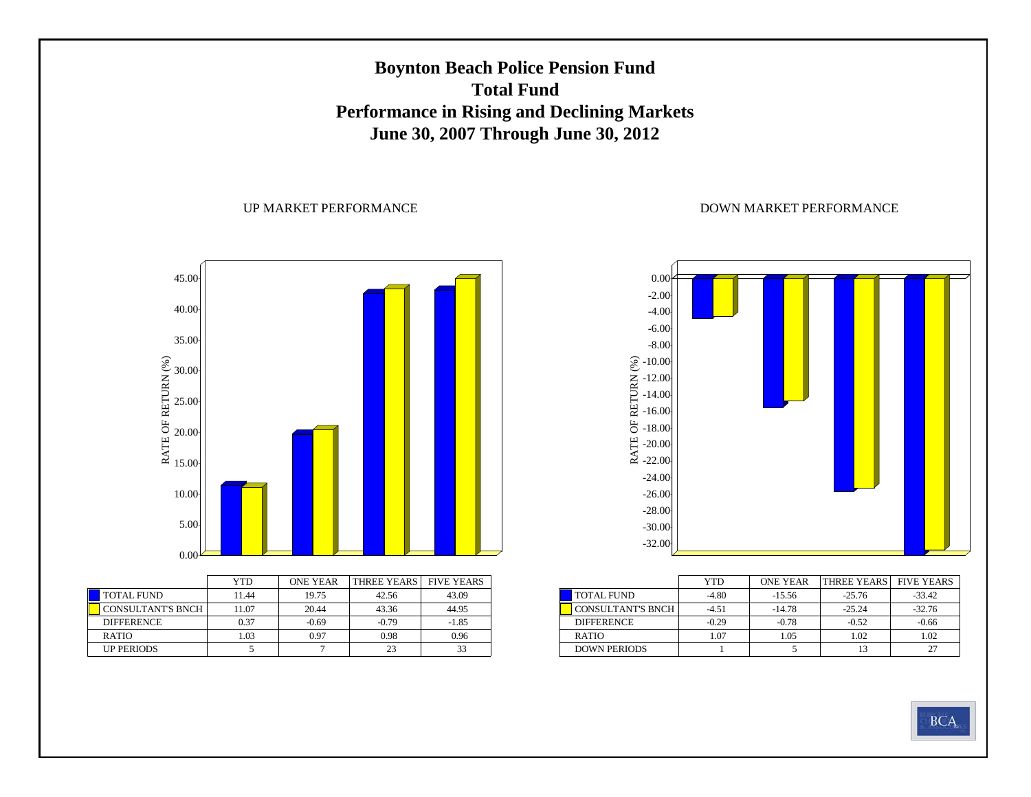# Boynton Beach Police Pension Fund
# Total Fund
# Performance in Rising and Declining Markets
# June 30, 2007 Through June 30, 2012

UP MARKET PERFORMANCE

| | YTD | ONE YEAR | THREE YEARS | FIVE YEARS |
|---|---|---|---|---|
| TOTAL FUND | 11.44 | 19.75 | 42.56 | 43.09 |
| CONSULTANT'S BNCH | 11.07 | 20.44 | 43.36 | 44.95 |
| DIFFERENCE | 0.37 | -0.69 | -0.79 | -1.85 |
| RATIO | 1.03 | 0.97 | 0.98 | 0.96 |
| UP PERIODS | 5 | 7 | 23 | 33 |

DOWN MARKET PERFORMANCE

| | YTD | ONE YEAR | THREE YEARS | FIVE YEARS |
|---|---|---|---|---|
| TOTAL FUND | -4.80 | -15.56 | -25.76 | -33.42 |
| CONSULTANT'S BNCH | -4.51 | -14.78 | -25.24 | -32.76 |
| DIFFERENCE | -0.29 | -0.78 | -0.52 | -0.66 |
| RATIO | 1.07 | 1.05 | 1.02 | 1.02 |
| DOWN PERIODS | 1 | 5 | 13 | 27 |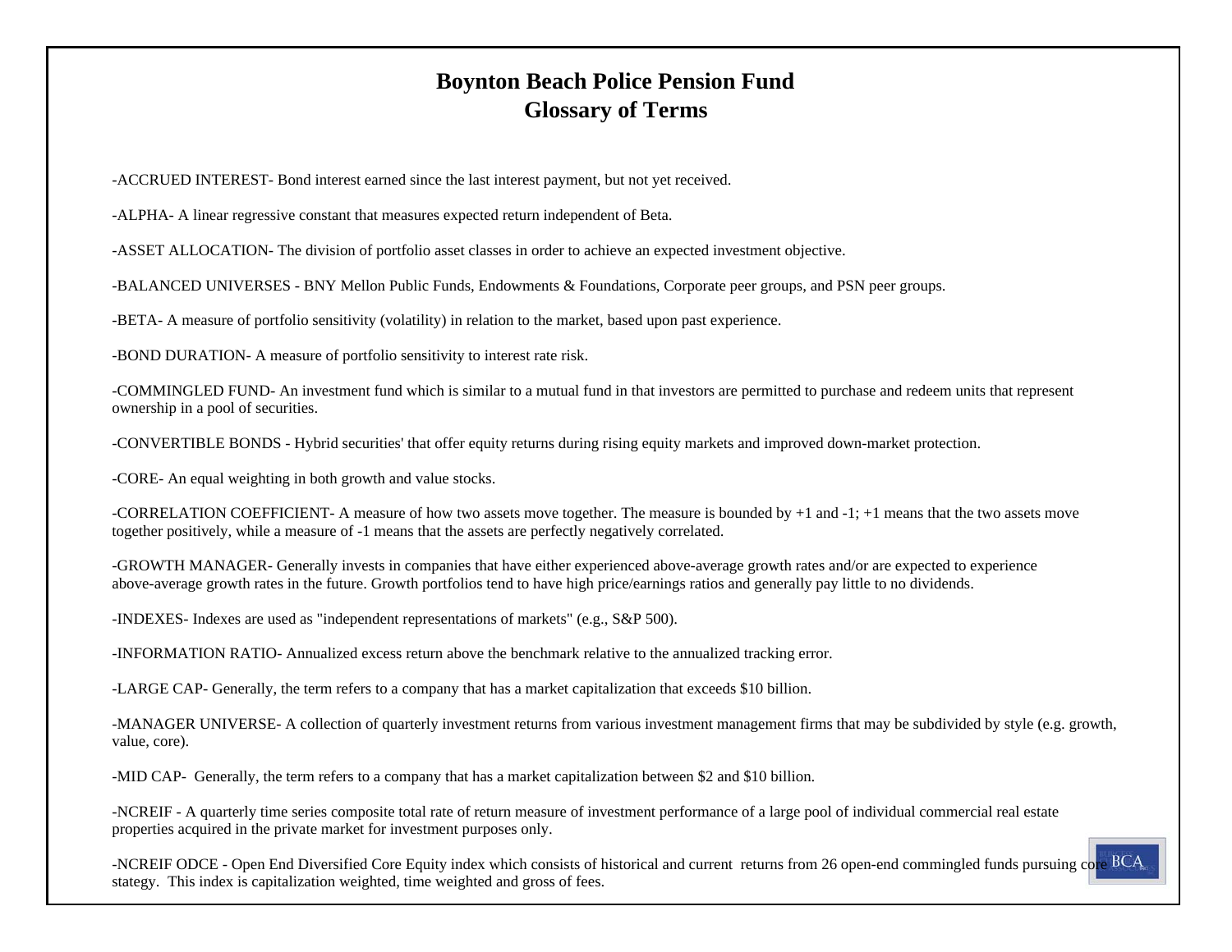# Boynton Beach Police Pension Fund
## Glossary of Terms

-ACCRUED INTEREST- Bond interest earned since the last interest payment, but not yet received.

-ALPHA- A linear regressive constant that measures expected return independent of Beta.

-ASSET ALLOCATION- The division of portfolio asset classes in order to achieve an expected investment objective.

-BALANCED UNIVERSES - BNY Mellon Public Funds, Endowments & Foundations, Corporate peer groups, and PSN peer groups.

-BETA- A measure of portfolio sensitivity (volatility) in relation to the market, based upon past experience.

-BOND DURATION- A measure of portfolio sensitivity to interest rate risk.

-COMMINGLED FUND- An investment fund which is similar to a mutual fund in that investors are permitted to purchase and redeem units that represent ownership in a pool of securities.

-CONVERTIBLE BONDS - Hybrid securities' that offer equity returns during rising equity markets and improved down-market protection.

-CORE- An equal weighting in both growth and value stocks.

-CORRELATION COEFFICIENT- A measure of how two assets move together. The measure is bounded by +1 and -1; +1 means that the two assets move together positively, while a measure of -1 means that the assets are perfectly negatively correlated.

-GROWTH MANAGER- Generally invests in companies that have either experienced above-average growth rates and/or are expected to experience above-average growth rates in the future. Growth portfolios tend to have high price/earnings ratios and generally pay little to no dividends.

-INDEXES- Indexes are used as "independent representations of markets" (e.g., S&P 500).

-INFORMATION RATIO- Annualized excess return above the benchmark relative to the annualized tracking error.

-LARGE CAP- Generally, the term refers to a company that has a market capitalization that exceeds $10 billion.

-MANAGER UNIVERSE- A collection of quarterly investment returns from various investment management firms that may be subdivided by style (e.g. growth, value, core).

-MID CAP- Generally, the term refers to a company that has a market capitalization between $2 and $10 billion.

-NCREIF - A quarterly time series composite total rate of return measure of investment performance of a large pool of individual commercial real estate properties acquired in the private market for investment purposes only.

-NCREIF ODCE - Open End Diversified Core Equity index which consists of historical and current returns from 26 open-end commingled funds pursuing core stategy. This index is capitalization weighted, time weighted and gross of fees.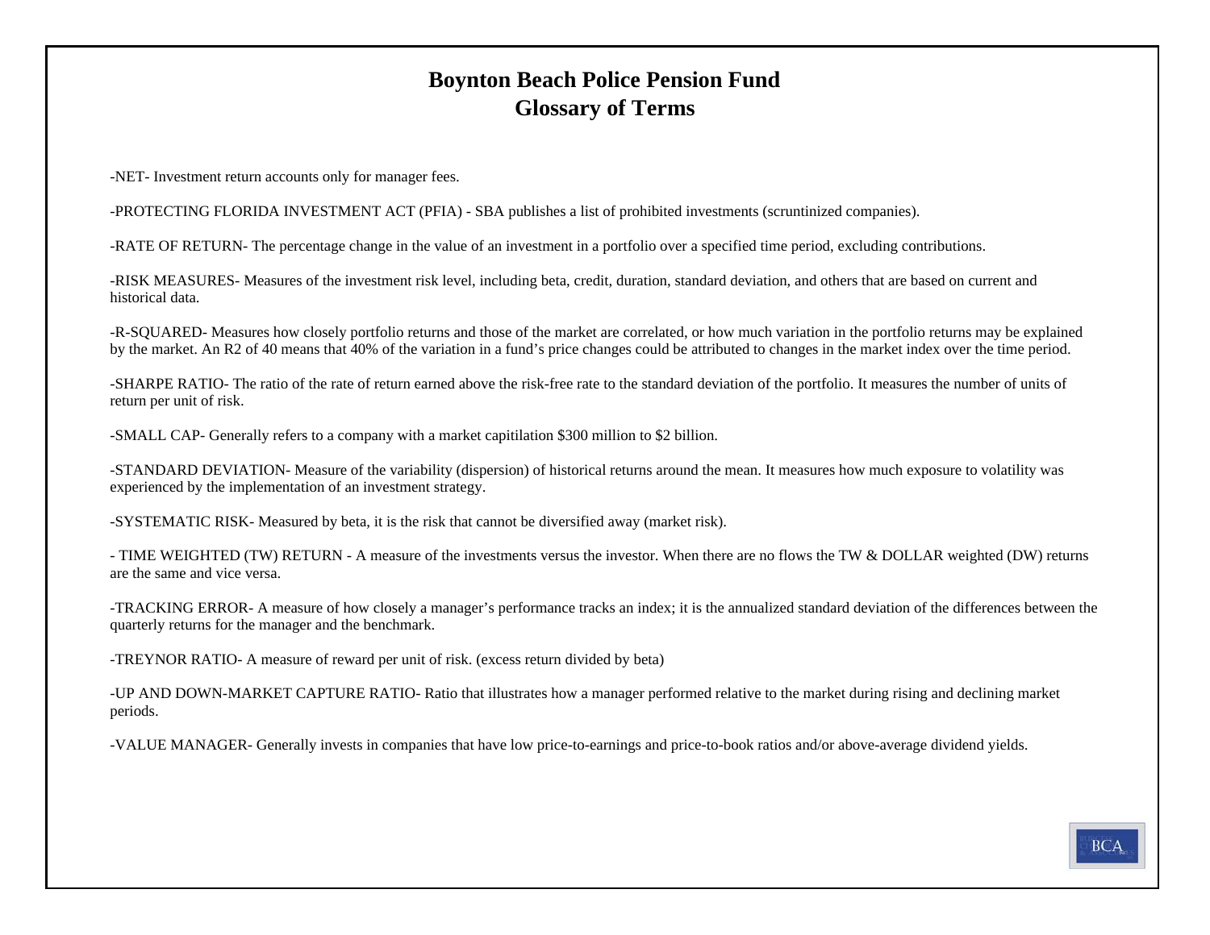# Boynton Beach Police Pension Fund
## Glossary of Terms

-NET- Investment return accounts only for manager fees.

-PROTECTING FLORIDA INVESTMENT ACT (PFIA) - SBA publishes a list of prohibited investments (scruntinized companies).

-RATE OF RETURN- The percentage change in the value of an investment in a portfolio over a specified time period, excluding contributions.

-RISK MEASURES- Measures of the investment risk level, including beta, credit, duration, standard deviation, and others that are based on current and historical data.

-R-SQUARED- Measures how closely portfolio returns and those of the market are correlated, or how much variation in the portfolio returns may be explained by the market. An R2 of 40 means that 40% of the variation in a fund's price changes could be attributed to changes in the market index over the time period.

-SHARPE RATIO- The ratio of the rate of return earned above the risk-free rate to the standard deviation of the portfolio. It measures the number of units of return per unit of risk.

-SMALL CAP- Generally refers to a company with a market capitilation $300 million to $2 billion.

-STANDARD DEVIATION- Measure of the variability (dispersion) of historical returns around the mean. It measures how much exposure to volatility was experienced by the implementation of an investment strategy.

-SYSTEMATIC RISK- Measured by beta, it is the risk that cannot be diversified away (market risk).

- TIME WEIGHTED (TW) RETURN - A measure of the investments versus the investor. When there are no flows the TW & DOLLAR weighted (DW) returns are the same and vice versa.

-TRACKING ERROR- A measure of how closely a manager's performance tracks an index; it is the annualized standard deviation of the differences between the quarterly returns for the manager and the benchmark.

-TREYNOR RATIO- A measure of reward per unit of risk. (excess return divided by beta)

-UP AND DOWN-MARKET CAPTURE RATIO- Ratio that illustrates how a manager performed relative to the market during rising and declining market periods.

-VALUE MANAGER- Generally invests in companies that have low price-to-earnings and price-to-book ratios and/or above-average dividend yields.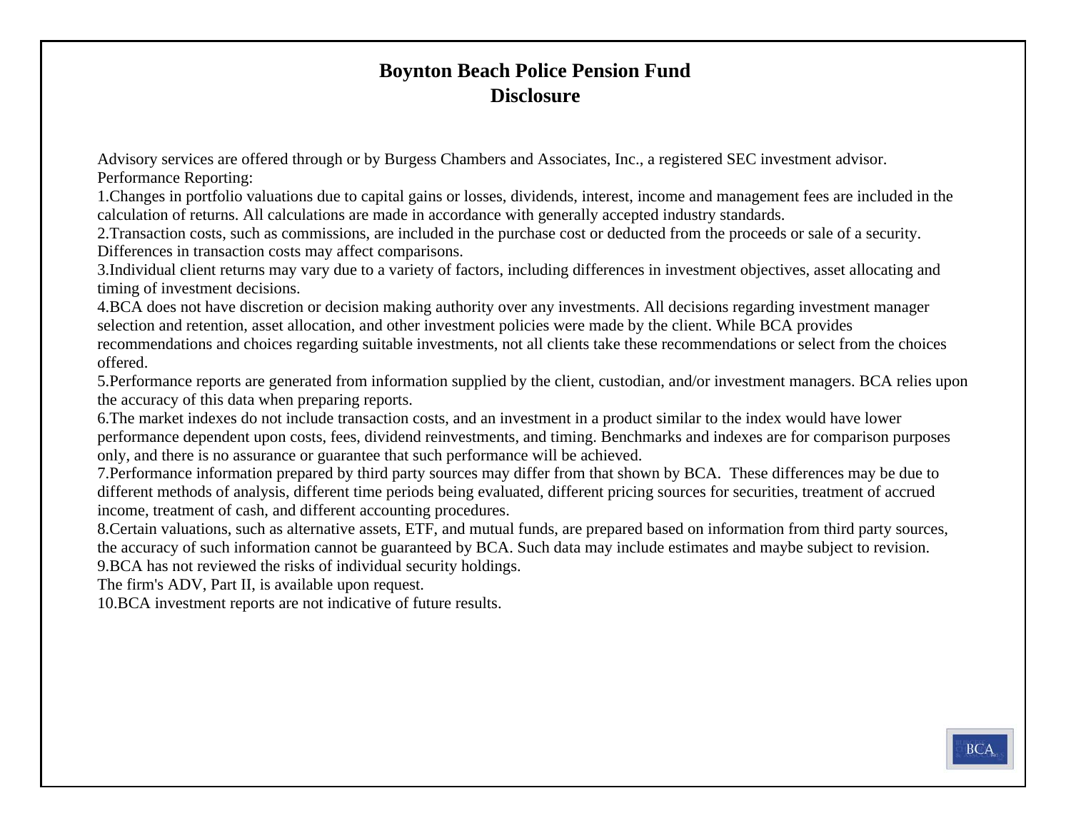# Boynton Beach Police Pension Fund
## Disclosure

Advisory services are offered through or by Burgess Chambers and Associates, Inc., a registered SEC investment advisor.
Performance Reporting:

1.Changes in portfolio valuations due to capital gains or losses, dividends, interest, income and management fees are included in the calculation of returns. All calculations are made in accordance with generally accepted industry standards.

2.Transaction costs, such as commissions, are included in the purchase cost or deducted from the proceeds or sale of a security. Differences in transaction costs may affect comparisons.

3.Individual client returns may vary due to a variety of factors, including differences in investment objectives, asset allocating and timing of investment decisions.

4.BCA does not have discretion or decision making authority over any investments. All decisions regarding investment manager selection and retention, asset allocation, and other investment policies were made by the client. While BCA provides recommendations and choices regarding suitable investments, not all clients take these recommendations or select from the choices offered.

5.Performance reports are generated from information supplied by the client, custodian, and/or investment managers. BCA relies upon the accuracy of this data when preparing reports.

6.The market indexes do not include transaction costs, and an investment in a product similar to the index would have lower performance dependent upon costs, fees, dividend reinvestments, and timing. Benchmarks and indexes are for comparison purposes only, and there is no assurance or guarantee that such performance will be achieved.

7.Performance information prepared by third party sources may differ from that shown by BCA. These differences may be due to different methods of analysis, different time periods being evaluated, different pricing sources for securities, treatment of accrued income, treatment of cash, and different accounting procedures.

8.Certain valuations, such as alternative assets, ETF, and mutual funds, are prepared based on information from third party sources, the accuracy of such information cannot be guaranteed by BCA. Such data may include estimates and maybe subject to revision.

9.BCA has not reviewed the risks of individual security holdings.

The firm's ADV, Part II, is available upon request.

10.BCA investment reports are not indicative of future results.